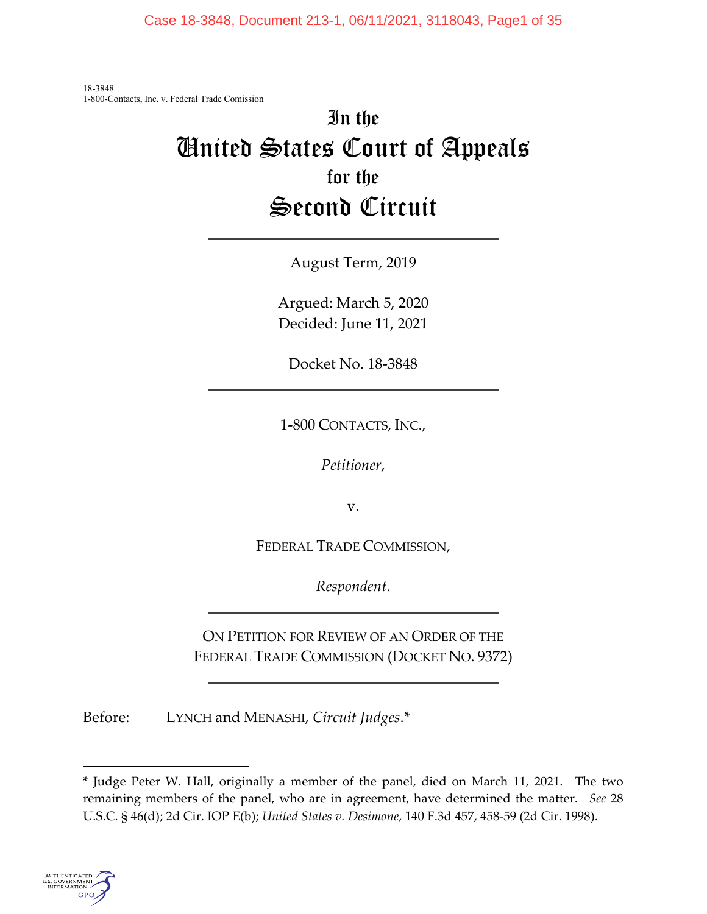18-3848
1-800-Contacts, Inc. v. Federal Trade Comission

# In the United States Court of Appeals for the Second Circuit

---

August Term, 2019

Argued: March 5, 2020
Decided: June 11, 2021

Docket No. 18-3848

---

1-800 CONTACTS, INC.,

*Petitioner*,

v.

FEDERAL TRADE COMMISSION,

*Respondent*.

---

ON PETITION FOR REVIEW OF AN ORDER OF THE FEDERAL TRADE COMMISSION (DOCKET NO. 9372)

---

Before: LYNCH and MENASHI, *Circuit Judges*.*

---

\* Judge Peter W. Hall, originally a member of the panel, died on March 11, 2021. The two remaining members of the panel, who are in agreement, have determined the matter. *See* 28 U.S.C. § 46(d); 2d Cir. IOP E(b); *United States v. Desimone*, 140 F.3d 457, 458-59 (2d Cir. 1998).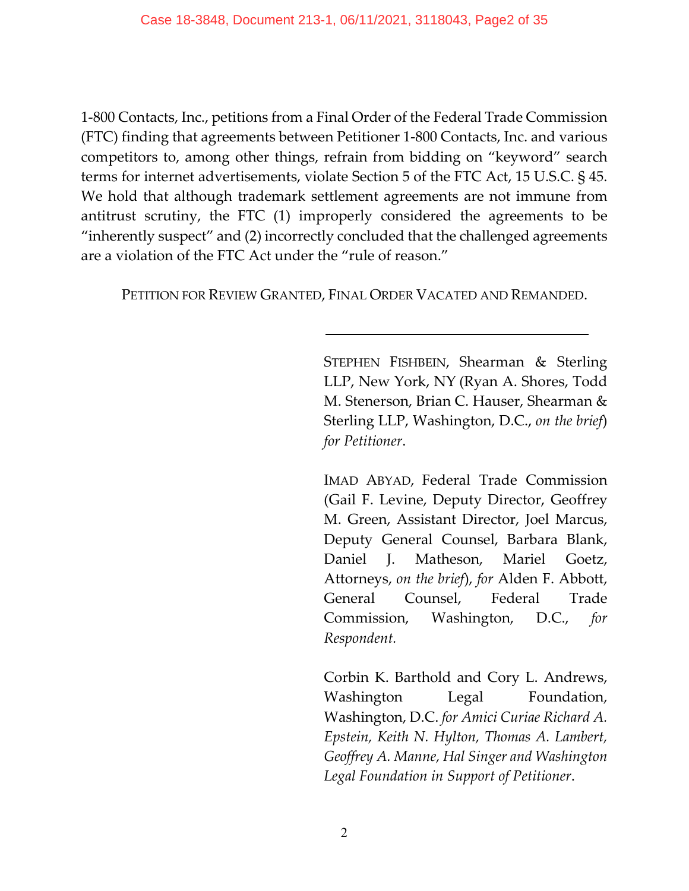1-800 Contacts, Inc., petitions from a Final Order of the Federal Trade Commission (FTC) finding that agreements between Petitioner 1-800 Contacts, Inc. and various competitors to, among other things, refrain from bidding on "keyword" search terms for internet advertisements, violate Section 5 of the FTC Act, 15 U.S.C. § 45. We hold that although trademark settlement agreements are not immune from antitrust scrutiny, the FTC (1) improperly considered the agreements to be "inherently suspect" and (2) incorrectly concluded that the challenged agreements are a violation of the FTC Act under the "rule of reason."

PETITION FOR REVIEW GRANTED, FINAL ORDER VACATED AND REMANDED.

---

STEPHEN FISHBEIN, Shearman & Sterling LLP, New York, NY (Ryan A. Shores, Todd M. Stenerson, Brian C. Hauser, Shearman & Sterling LLP, Washington, D.C., *on the brief*) *for Petitioner*.

IMAD ABYAD, Federal Trade Commission (Gail F. Levine, Deputy Director, Geoffrey M. Green, Assistant Director, Joel Marcus, Deputy General Counsel, Barbara Blank, Daniel J. Matheson, Mariel Goetz, Attorneys, *on the brief*), *for* Alden F. Abbott, General Counsel, Federal Trade Commission, Washington, D.C., *for Respondent.*

Corbin K. Barthold and Cory L. Andrews, Washington Legal Foundation, Washington, D.C. *for Amici Curiae Richard A. Epstein, Keith N. Hylton, Thomas A. Lambert, Geoffrey A. Manne, Hal Singer and Washington Legal Foundation in Support of Petitioner*.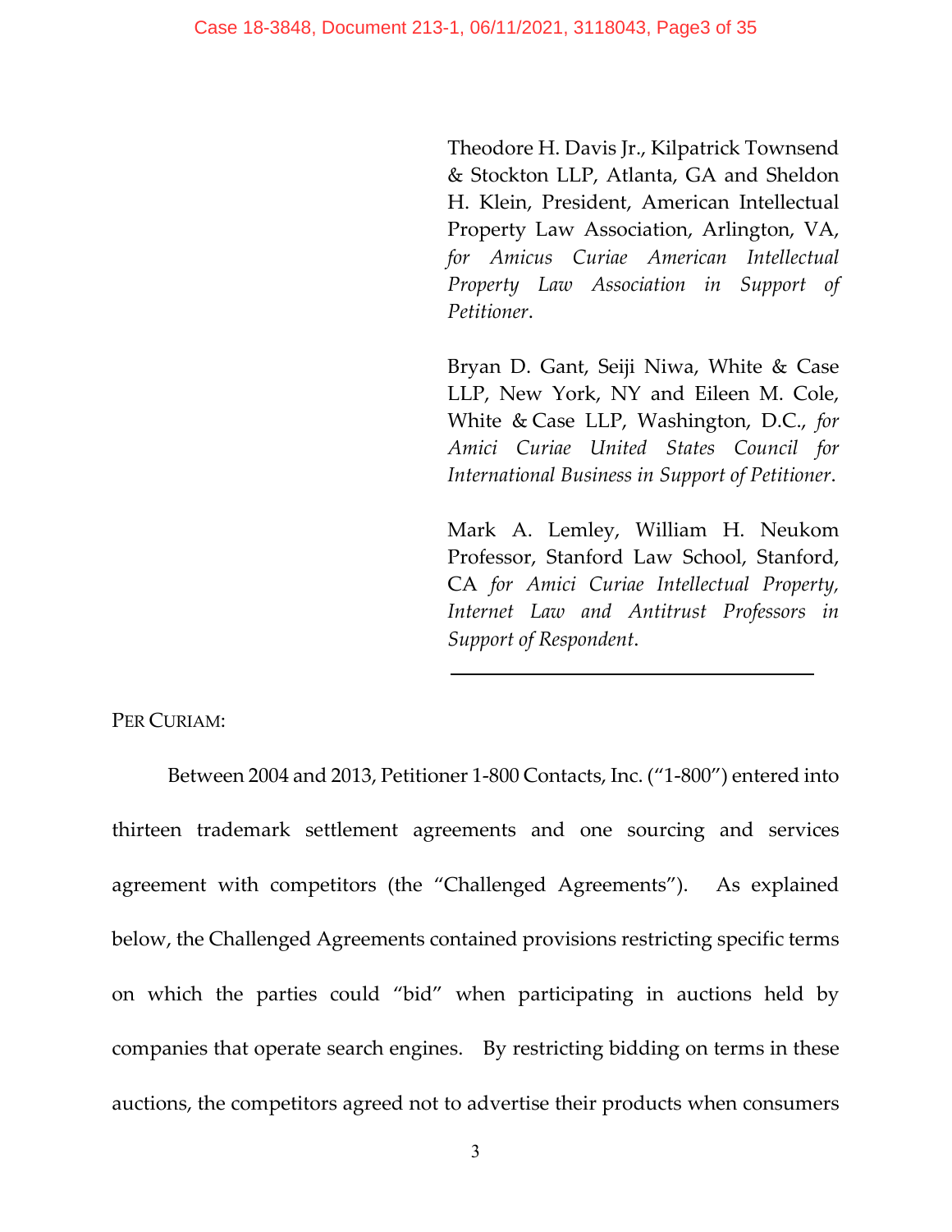Theodore H. Davis Jr., Kilpatrick Townsend & Stockton LLP, Atlanta, GA and Sheldon H. Klein, President, American Intellectual Property Law Association, Arlington, VA, *for Amicus Curiae American Intellectual Property Law Association in Support of Petitioner*.

Bryan D. Gant, Seiji Niwa, White & Case LLP, New York, NY and Eileen M. Cole, White & Case LLP, Washington, D.C., *for Amici Curiae United States Council for International Business in Support of Petitioner*.

Mark A. Lemley, William H. Neukom Professor, Stanford Law School, Stanford, CA *for Amici Curiae Intellectual Property, Internet Law and Antitrust Professors in Support of Respondent*.

---

PER CURIAM:

Between 2004 and 2013, Petitioner 1-800 Contacts, Inc. ("1-800") entered into thirteen trademark settlement agreements and one sourcing and services agreement with competitors (the "Challenged Agreements"). As explained below, the Challenged Agreements contained provisions restricting specific terms on which the parties could "bid" when participating in auctions held by companies that operate search engines. By restricting bidding on terms in these auctions, the competitors agreed not to advertise their products when consumers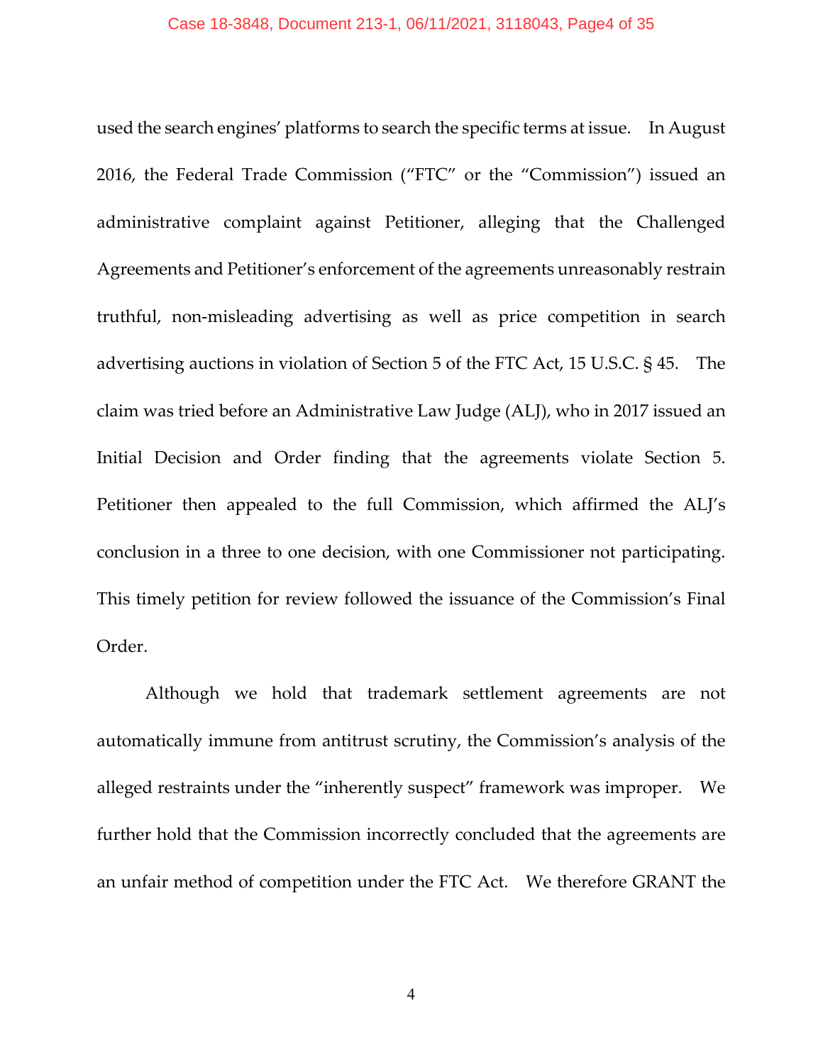used the search engines' platforms to search the specific terms at issue. In August 2016, the Federal Trade Commission ("FTC" or the "Commission") issued an administrative complaint against Petitioner, alleging that the Challenged Agreements and Petitioner's enforcement of the agreements unreasonably restrain truthful, non-misleading advertising as well as price competition in search advertising auctions in violation of Section 5 of the FTC Act, 15 U.S.C. § 45. The claim was tried before an Administrative Law Judge (ALJ), who in 2017 issued an Initial Decision and Order finding that the agreements violate Section 5. Petitioner then appealed to the full Commission, which affirmed the ALJ's conclusion in a three to one decision, with one Commissioner not participating. This timely petition for review followed the issuance of the Commission's Final Order.

Although we hold that trademark settlement agreements are not automatically immune from antitrust scrutiny, the Commission's analysis of the alleged restraints under the "inherently suspect" framework was improper. We further hold that the Commission incorrectly concluded that the agreements are an unfair method of competition under the FTC Act. We therefore GRANT the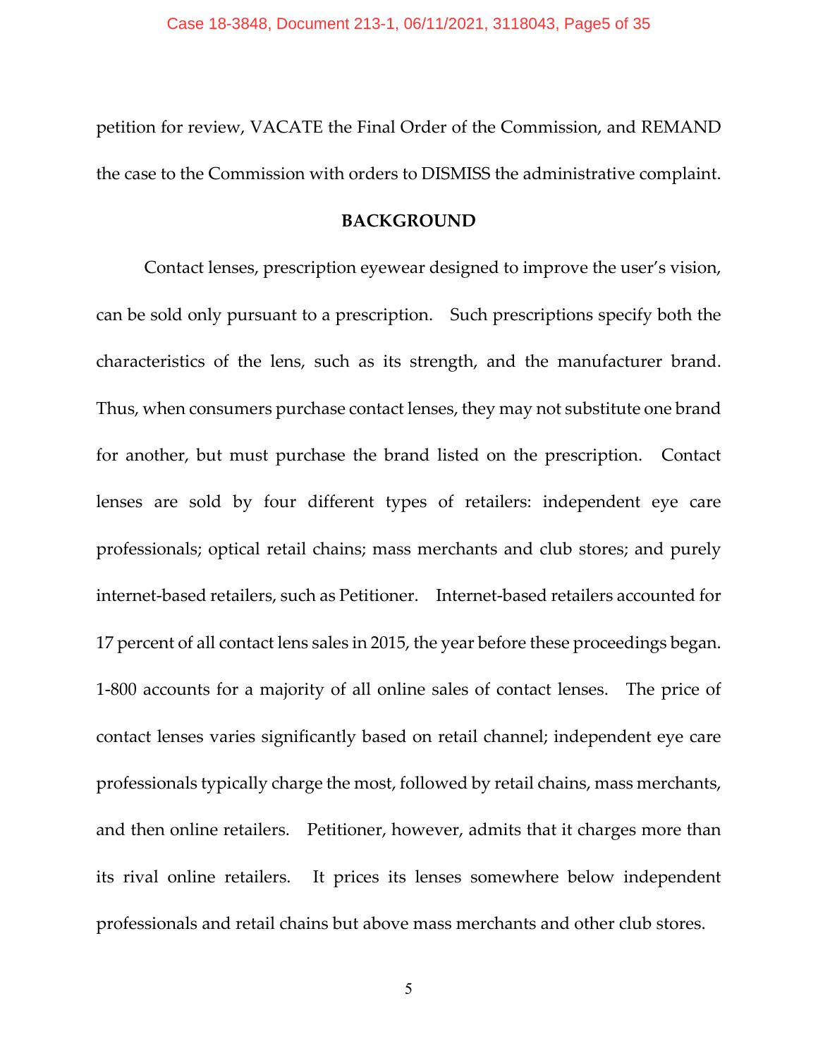petition for review, VACATE the Final Order of the Commission, and REMAND the case to the Commission with orders to DISMISS the administrative complaint.

## BACKGROUND

Contact lenses, prescription eyewear designed to improve the user's vision, can be sold only pursuant to a prescription. Such prescriptions specify both the characteristics of the lens, such as its strength, and the manufacturer brand. Thus, when consumers purchase contact lenses, they may not substitute one brand for another, but must purchase the brand listed on the prescription. Contact lenses are sold by four different types of retailers: independent eye care professionals; optical retail chains; mass merchants and club stores; and purely internet-based retailers, such as Petitioner. Internet-based retailers accounted for 17 percent of all contact lens sales in 2015, the year before these proceedings began. 1-800 accounts for a majority of all online sales of contact lenses. The price of contact lenses varies significantly based on retail channel; independent eye care professionals typically charge the most, followed by retail chains, mass merchants, and then online retailers. Petitioner, however, admits that it charges more than its rival online retailers. It prices its lenses somewhere below independent professionals and retail chains but above mass merchants and other club stores.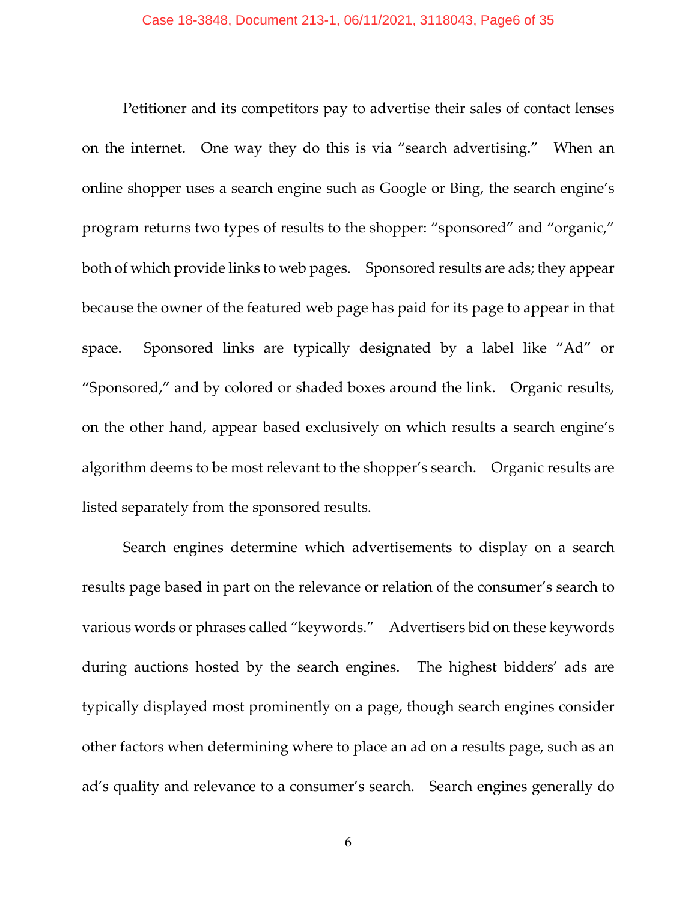Petitioner and its competitors pay to advertise their sales of contact lenses on the internet. One way they do this is via "search advertising." When an online shopper uses a search engine such as Google or Bing, the search engine's program returns two types of results to the shopper: "sponsored" and "organic," both of which provide links to web pages. Sponsored results are ads; they appear because the owner of the featured web page has paid for its page to appear in that space. Sponsored links are typically designated by a label like "Ad" or "Sponsored," and by colored or shaded boxes around the link. Organic results, on the other hand, appear based exclusively on which results a search engine's algorithm deems to be most relevant to the shopper's search. Organic results are listed separately from the sponsored results.

Search engines determine which advertisements to display on a search results page based in part on the relevance or relation of the consumer's search to various words or phrases called "keywords." Advertisers bid on these keywords during auctions hosted by the search engines. The highest bidders' ads are typically displayed most prominently on a page, though search engines consider other factors when determining where to place an ad on a results page, such as an ad's quality and relevance to a consumer's search. Search engines generally do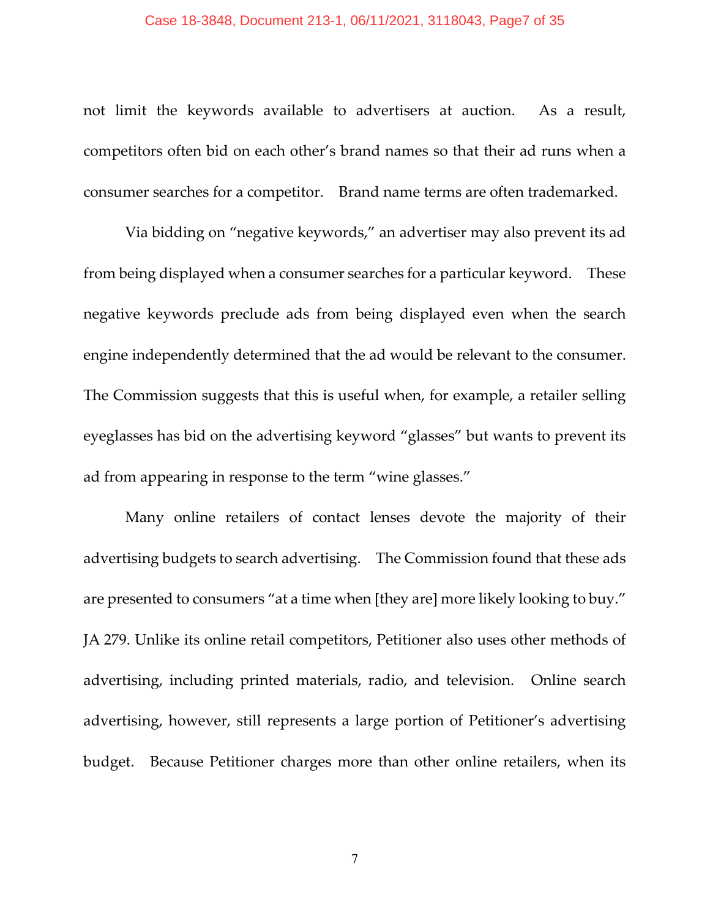not limit the keywords available to advertisers at auction. As a result, competitors often bid on each other's brand names so that their ad runs when a consumer searches for a competitor. Brand name terms are often trademarked.

Via bidding on "negative keywords," an advertiser may also prevent its ad from being displayed when a consumer searches for a particular keyword. These negative keywords preclude ads from being displayed even when the search engine independently determined that the ad would be relevant to the consumer. The Commission suggests that this is useful when, for example, a retailer selling eyeglasses has bid on the advertising keyword "glasses" but wants to prevent its ad from appearing in response to the term "wine glasses."

Many online retailers of contact lenses devote the majority of their advertising budgets to search advertising. The Commission found that these ads are presented to consumers "at a time when [they are] more likely looking to buy." JA 279. Unlike its online retail competitors, Petitioner also uses other methods of advertising, including printed materials, radio, and television. Online search advertising, however, still represents a large portion of Petitioner's advertising budget. Because Petitioner charges more than other online retailers, when its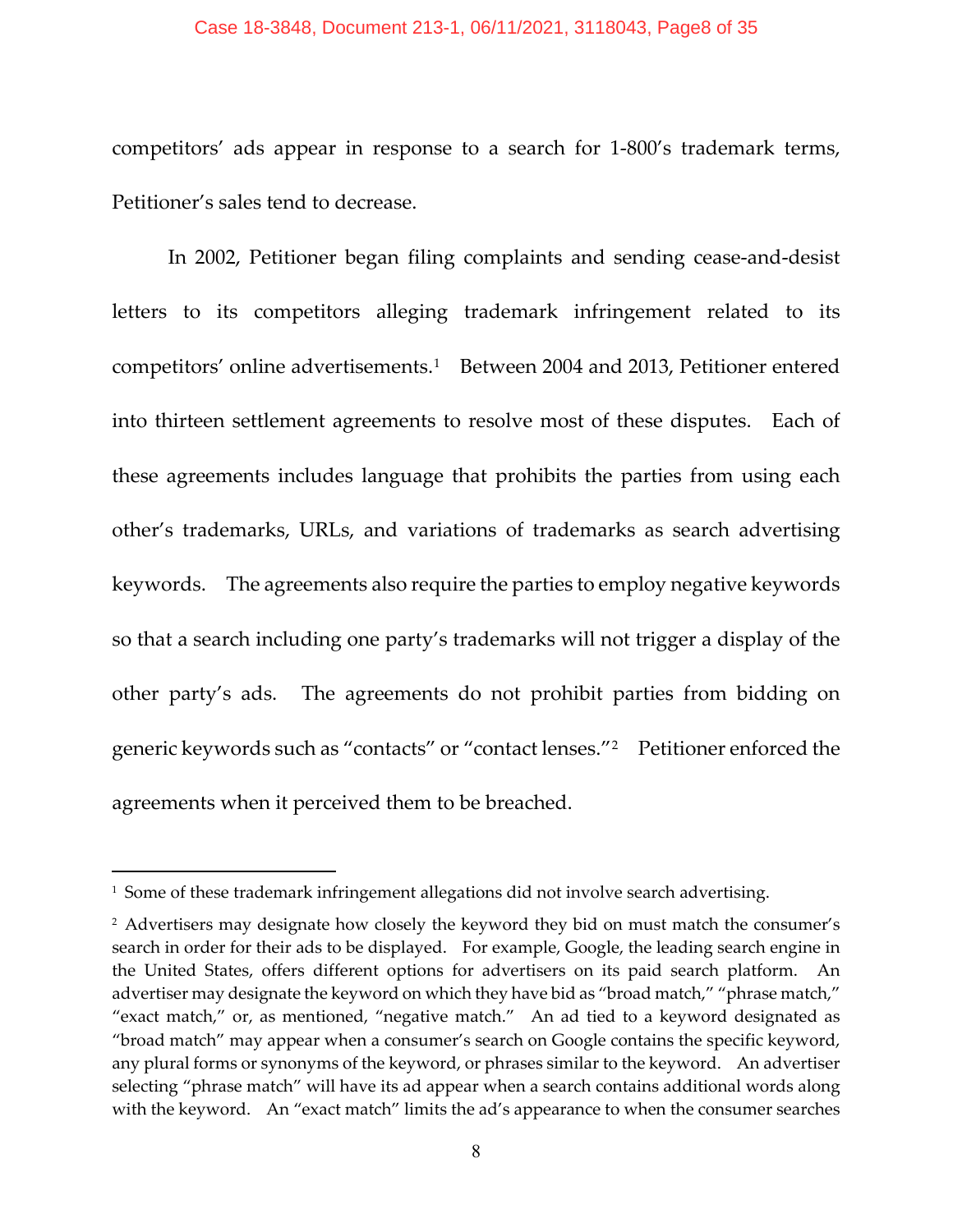competitors' ads appear in response to a search for 1-800's trademark terms, Petitioner's sales tend to decrease.

In 2002, Petitioner began filing complaints and sending cease-and-desist letters to its competitors alleging trademark infringement related to its competitors' online advertisements.[1] Between 2004 and 2013, Petitioner entered into thirteen settlement agreements to resolve most of these disputes. Each of these agreements includes language that prohibits the parties from using each other's trademarks, URLs, and variations of trademarks as search advertising keywords. The agreements also require the parties to employ negative keywords so that a search including one party's trademarks will not trigger a display of the other party's ads. The agreements do not prohibit parties from bidding on generic keywords such as "contacts" or "contact lenses."[2] Petitioner enforced the agreements when it perceived them to be breached.

---

[1] Some of these trademark infringement allegations did not involve search advertising.

[2] Advertisers may designate how closely the keyword they bid on must match the consumer's search in order for their ads to be displayed. For example, Google, the leading search engine in the United States, offers different options for advertisers on its paid search platform. An advertiser may designate the keyword on which they have bid as "broad match," "phrase match," "exact match," or, as mentioned, "negative match." An ad tied to a keyword designated as "broad match" may appear when a consumer's search on Google contains the specific keyword, any plural forms or synonyms of the keyword, or phrases similar to the keyword. An advertiser selecting "phrase match" will have its ad appear when a search contains additional words along with the keyword. An "exact match" limits the ad's appearance to when the consumer searches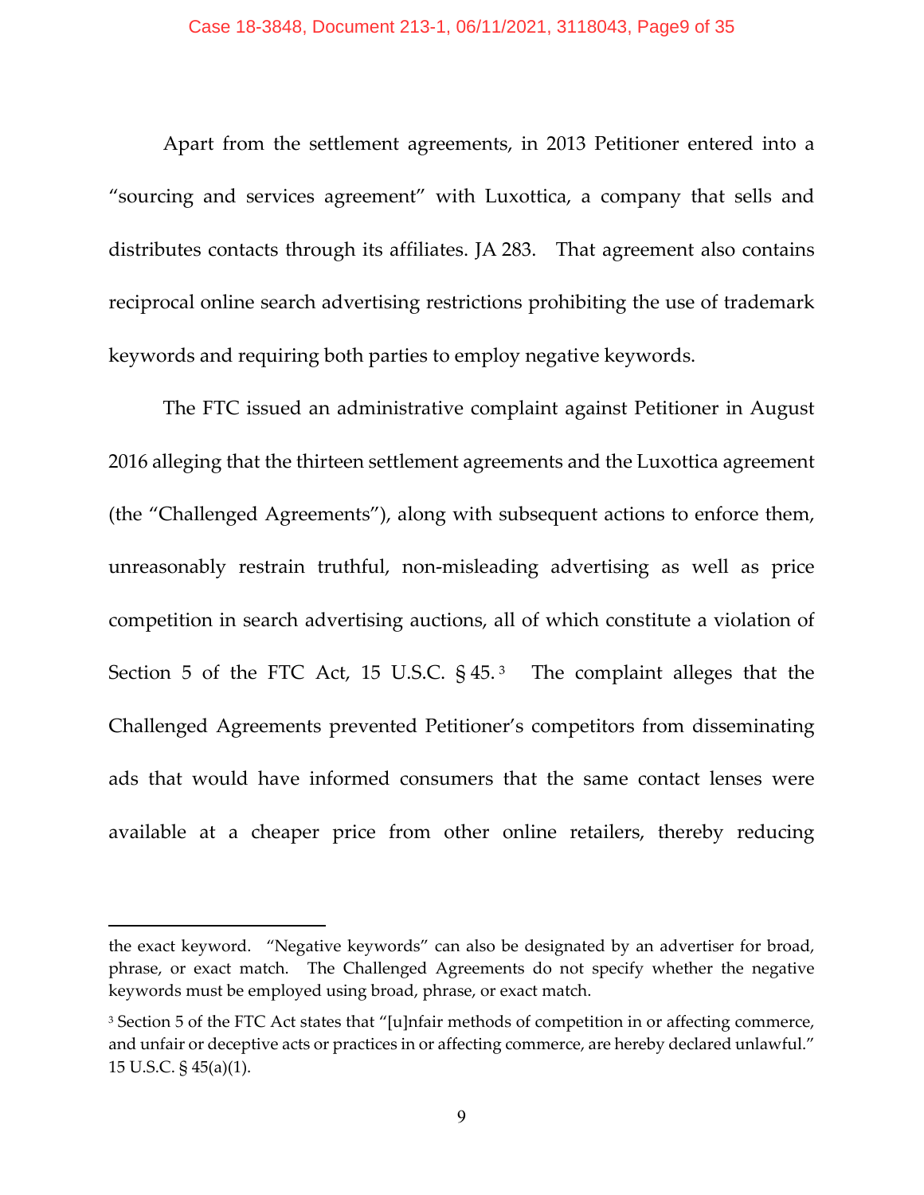Apart from the settlement agreements, in 2013 Petitioner entered into a "sourcing and services agreement" with Luxottica, a company that sells and distributes contacts through its affiliates. JA 283. That agreement also contains reciprocal online search advertising restrictions prohibiting the use of trademark keywords and requiring both parties to employ negative keywords.

The FTC issued an administrative complaint against Petitioner in August 2016 alleging that the thirteen settlement agreements and the Luxottica agreement (the "Challenged Agreements"), along with subsequent actions to enforce them, unreasonably restrain truthful, non-misleading advertising as well as price competition in search advertising auctions, all of which constitute a violation of Section 5 of the FTC Act, 15 U.S.C. § 45.[3] The complaint alleges that the Challenged Agreements prevented Petitioner's competitors from disseminating ads that would have informed consumers that the same contact lenses were available at a cheaper price from other online retailers, thereby reducing

---

the exact keyword. "Negative keywords" can also be designated by an advertiser for broad, phrase, or exact match. The Challenged Agreements do not specify whether the negative keywords must be employed using broad, phrase, or exact match.

[3] Section 5 of the FTC Act states that "[u]nfair methods of competition in or affecting commerce, and unfair or deceptive acts or practices in or affecting commerce, are hereby declared unlawful." 15 U.S.C. § 45(a)(1).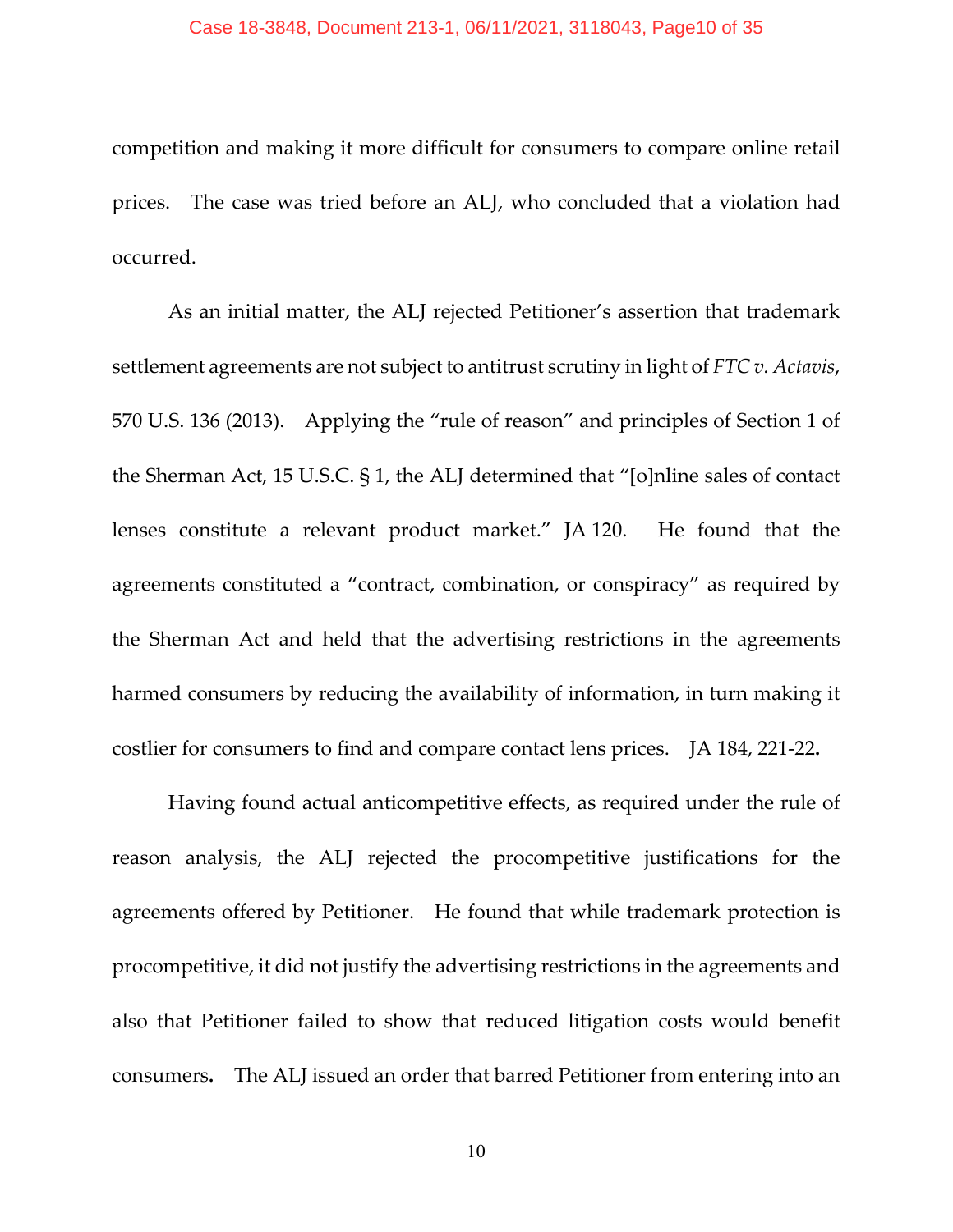competition and making it more difficult for consumers to compare online retail prices. The case was tried before an ALJ, who concluded that a violation had occurred.

As an initial matter, the ALJ rejected Petitioner's assertion that trademark settlement agreements are not subject to antitrust scrutiny in light of *FTC v. Actavis*, 570 U.S. 136 (2013). Applying the "rule of reason" and principles of Section 1 of the Sherman Act, 15 U.S.C. § 1, the ALJ determined that "[o]nline sales of contact lenses constitute a relevant product market." JA 120. He found that the agreements constituted a "contract, combination, or conspiracy" as required by the Sherman Act and held that the advertising restrictions in the agreements harmed consumers by reducing the availability of information, in turn making it costlier for consumers to find and compare contact lens prices. JA 184, 221-22**.**

Having found actual anticompetitive effects, as required under the rule of reason analysis, the ALJ rejected the procompetitive justifications for the agreements offered by Petitioner. He found that while trademark protection is procompetitive, it did not justify the advertising restrictions in the agreements and also that Petitioner failed to show that reduced litigation costs would benefit consumers**.** The ALJ issued an order that barred Petitioner from entering into an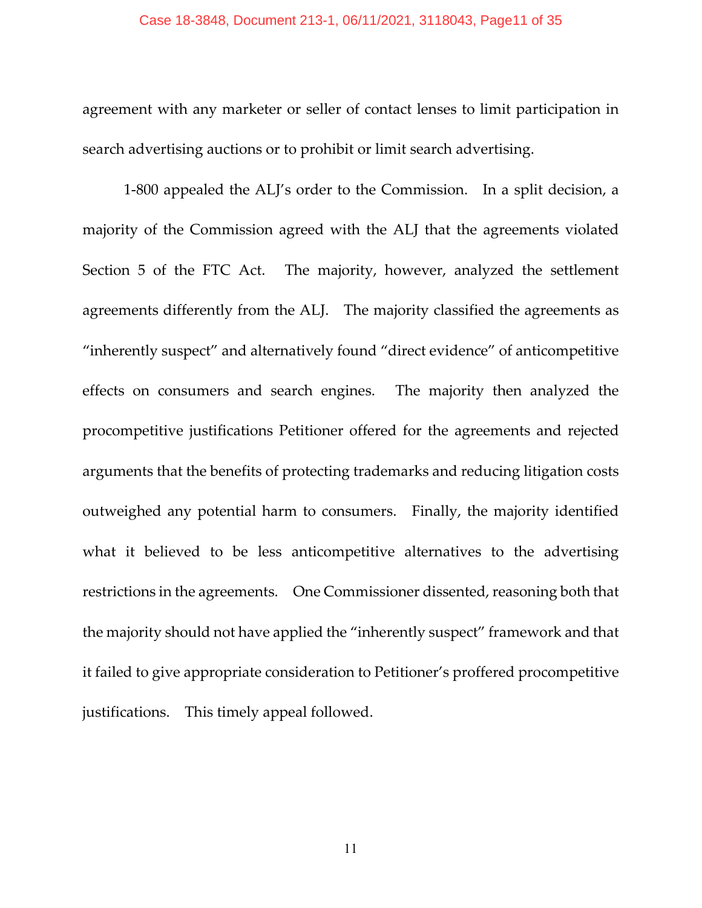agreement with any marketer or seller of contact lenses to limit participation in search advertising auctions or to prohibit or limit search advertising.

1-800 appealed the ALJ's order to the Commission. In a split decision, a majority of the Commission agreed with the ALJ that the agreements violated Section 5 of the FTC Act. The majority, however, analyzed the settlement agreements differently from the ALJ. The majority classified the agreements as "inherently suspect" and alternatively found "direct evidence" of anticompetitive effects on consumers and search engines. The majority then analyzed the procompetitive justifications Petitioner offered for the agreements and rejected arguments that the benefits of protecting trademarks and reducing litigation costs outweighed any potential harm to consumers. Finally, the majority identified what it believed to be less anticompetitive alternatives to the advertising restrictions in the agreements. One Commissioner dissented, reasoning both that the majority should not have applied the "inherently suspect" framework and that it failed to give appropriate consideration to Petitioner's proffered procompetitive justifications. This timely appeal followed.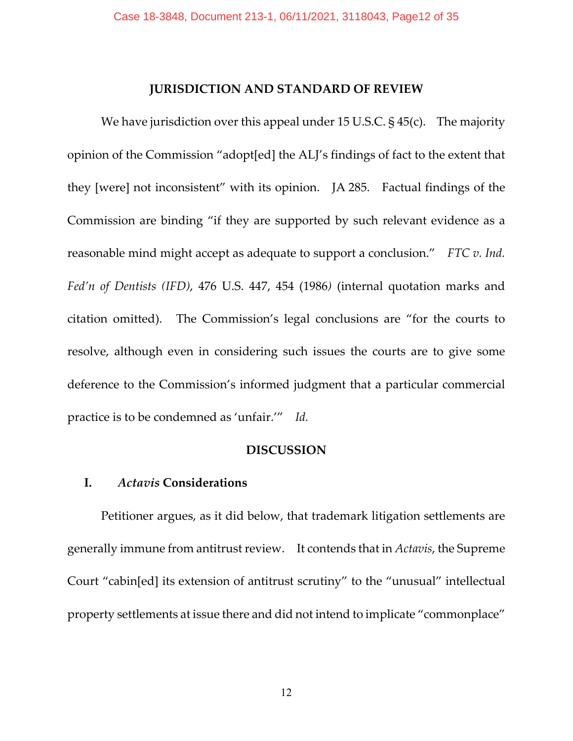## JURISDICTION AND STANDARD OF REVIEW

We have jurisdiction over this appeal under 15 U.S.C. § 45(c). The majority opinion of the Commission "adopt[ed] the ALJ's findings of fact to the extent that they [were] not inconsistent" with its opinion. JA 285. Factual findings of the Commission are binding "if they are supported by such relevant evidence as a reasonable mind might accept as adequate to support a conclusion." *FTC v. Ind. Fed'n of Dentists (IFD)*, 476 U.S. 447, 454 (1986) (internal quotation marks and citation omitted). The Commission's legal conclusions are "for the courts to resolve, although even in considering such issues the courts are to give some deference to the Commission's informed judgment that a particular commercial practice is to be condemned as 'unfair.'" *Id.*

## DISCUSSION

### I. *Actavis* Considerations

Petitioner argues, as it did below, that trademark litigation settlements are generally immune from antitrust review. It contends that in *Actavis*, the Supreme Court "cabin[ed] its extension of antitrust scrutiny" to the "unusual" intellectual property settlements at issue there and did not intend to implicate "commonplace"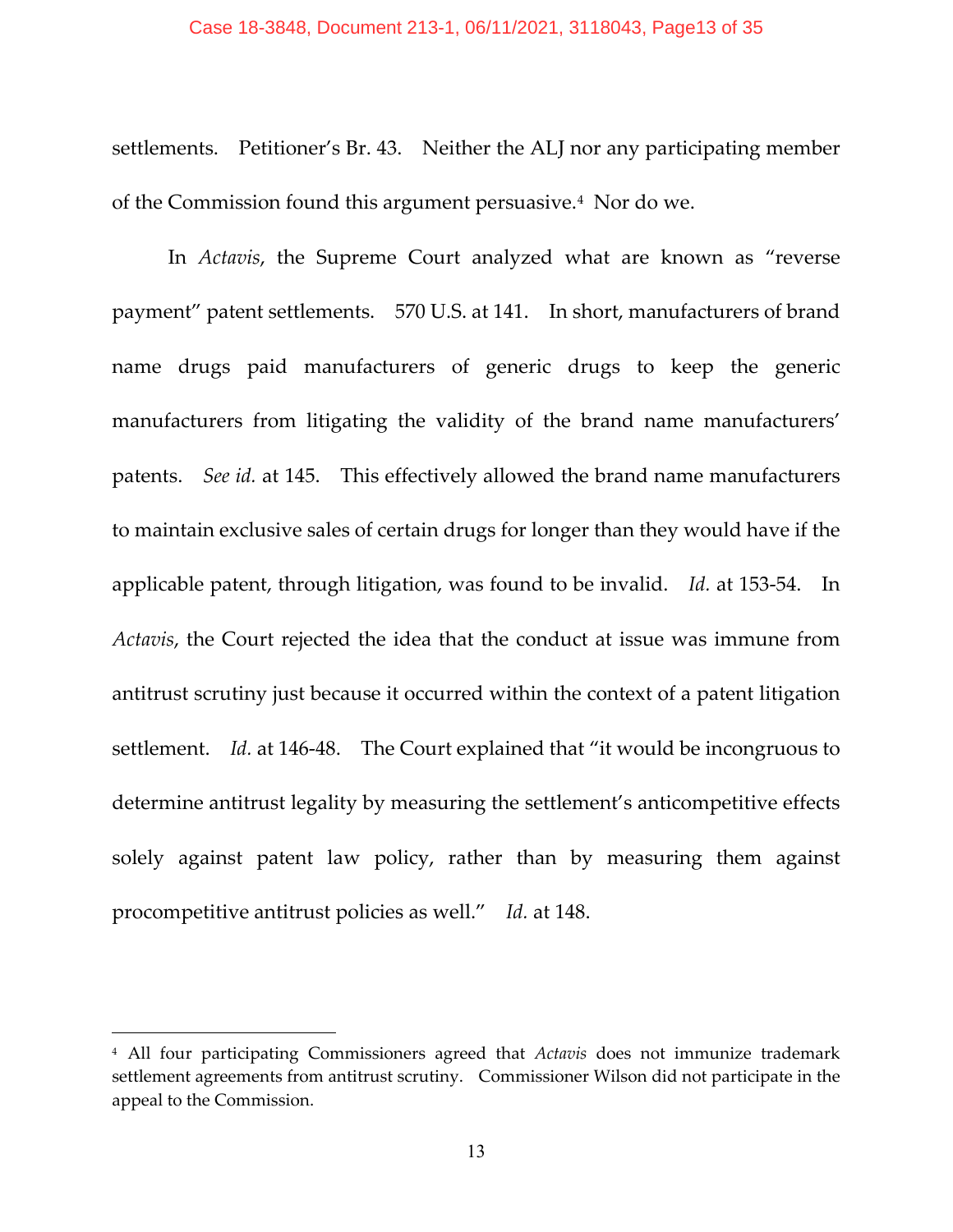settlements. Petitioner's Br. 43. Neither the ALJ nor any participating member of the Commission found this argument persuasive.[4] Nor do we.

In *Actavis*, the Supreme Court analyzed what are known as "reverse payment" patent settlements. 570 U.S. at 141. In short, manufacturers of brand name drugs paid manufacturers of generic drugs to keep the generic manufacturers from litigating the validity of the brand name manufacturers' patents. *See id.* at 145. This effectively allowed the brand name manufacturers to maintain exclusive sales of certain drugs for longer than they would have if the applicable patent, through litigation, was found to be invalid. *Id.* at 153-54. In *Actavis*, the Court rejected the idea that the conduct at issue was immune from antitrust scrutiny just because it occurred within the context of a patent litigation settlement. *Id.* at 146-48. The Court explained that "it would be incongruous to determine antitrust legality by measuring the settlement's anticompetitive effects solely against patent law policy, rather than by measuring them against procompetitive antitrust policies as well." *Id.* at 148.

---

[4] All four participating Commissioners agreed that *Actavis* does not immunize trademark settlement agreements from antitrust scrutiny. Commissioner Wilson did not participate in the appeal to the Commission.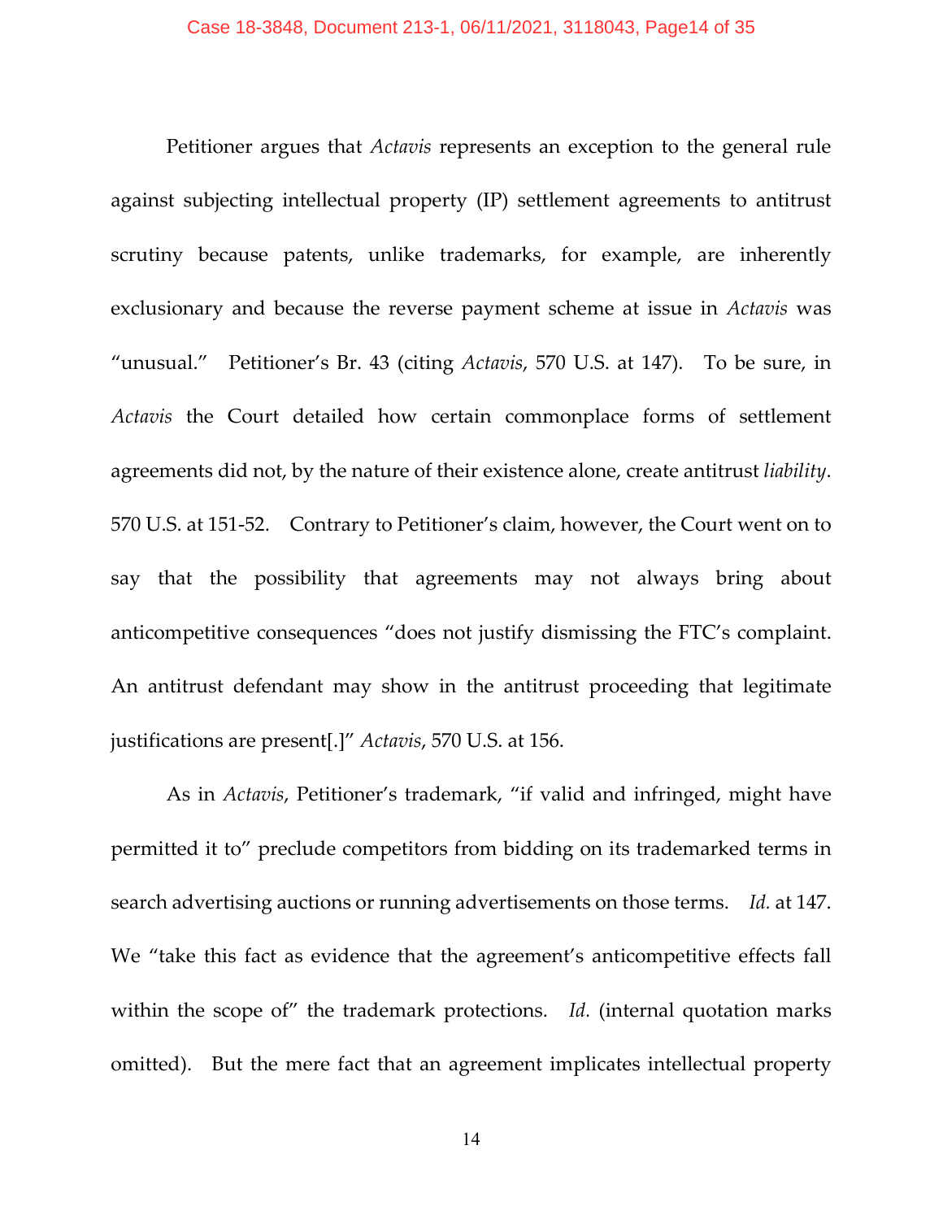Petitioner argues that *Actavis* represents an exception to the general rule against subjecting intellectual property (IP) settlement agreements to antitrust scrutiny because patents, unlike trademarks, for example, are inherently exclusionary and because the reverse payment scheme at issue in *Actavis* was "unusual." Petitioner's Br. 43 (citing *Actavis*, 570 U.S. at 147). To be sure, in *Actavis* the Court detailed how certain commonplace forms of settlement agreements did not, by the nature of their existence alone, create antitrust *liability*. 570 U.S. at 151-52. Contrary to Petitioner's claim, however, the Court went on to say that the possibility that agreements may not always bring about anticompetitive consequences "does not justify dismissing the FTC's complaint. An antitrust defendant may show in the antitrust proceeding that legitimate justifications are present[.]" *Actavis*, 570 U.S. at 156.

As in *Actavis*, Petitioner's trademark, "if valid and infringed, might have permitted it to" preclude competitors from bidding on its trademarked terms in search advertising auctions or running advertisements on those terms. *Id.* at 147. We "take this fact as evidence that the agreement's anticompetitive effects fall within the scope of" the trademark protections. *Id.* (internal quotation marks omitted). But the mere fact that an agreement implicates intellectual property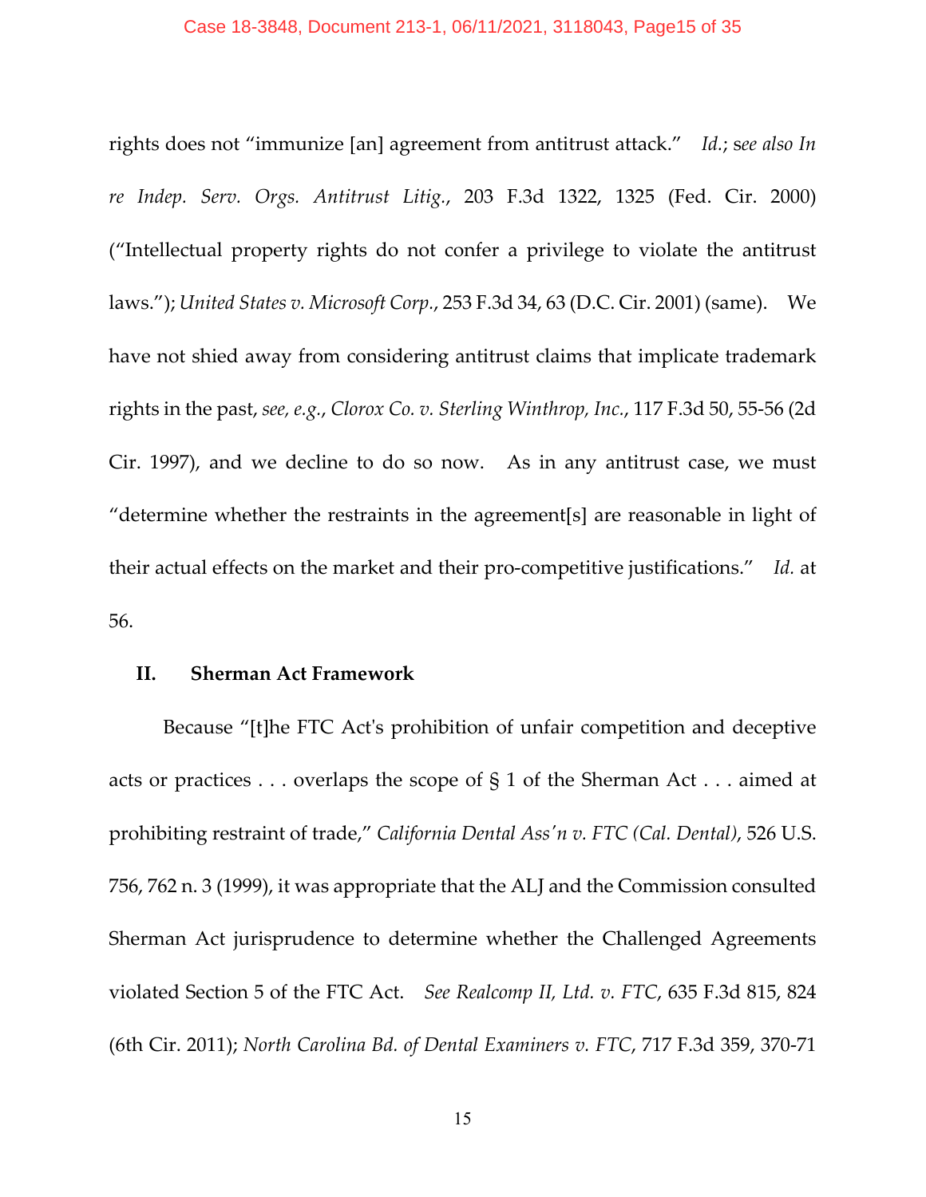rights does not "immunize [an] agreement from antitrust attack." *Id.*; *see also In re Indep. Serv. Orgs. Antitrust Litig.*, 203 F.3d 1322, 1325 (Fed. Cir. 2000) ("Intellectual property rights do not confer a privilege to violate the antitrust laws."); *United States v. Microsoft Corp.*, 253 F.3d 34, 63 (D.C. Cir. 2001) (same). We have not shied away from considering antitrust claims that implicate trademark rights in the past, *see, e.g.*, *Clorox Co. v. Sterling Winthrop, Inc.*, 117 F.3d 50, 55-56 (2d Cir. 1997), and we decline to do so now. As in any antitrust case, we must "determine whether the restraints in the agreement[s] are reasonable in light of their actual effects on the market and their pro-competitive justifications." *Id.* at 56.

## II. Sherman Act Framework

Because "[t]he FTC Act's prohibition of unfair competition and deceptive acts or practices . . . overlaps the scope of § 1 of the Sherman Act . . . aimed at prohibiting restraint of trade," *California Dental Ass'n v. FTC (Cal. Dental)*, 526 U.S. 756, 762 n. 3 (1999), it was appropriate that the ALJ and the Commission consulted Sherman Act jurisprudence to determine whether the Challenged Agreements violated Section 5 of the FTC Act. *See Realcomp II, Ltd. v. FTC*, 635 F.3d 815, 824 (6th Cir. 2011); *North Carolina Bd. of Dental Examiners v. FTC*, 717 F.3d 359, 370-71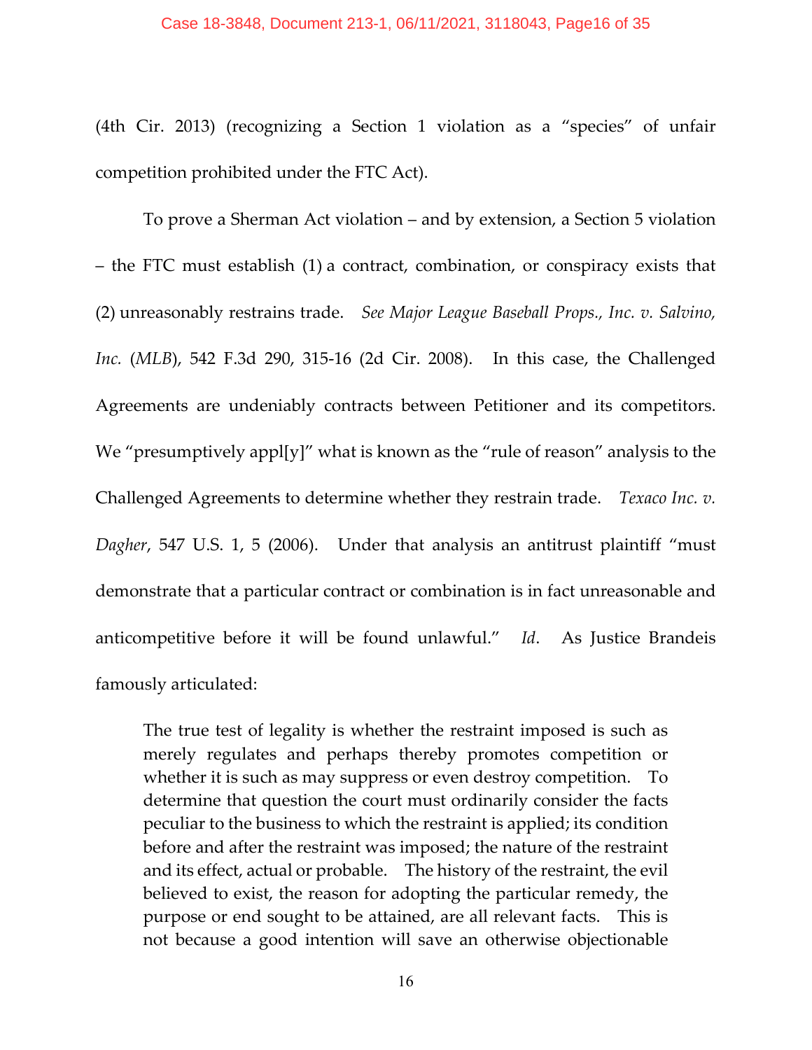(4th Cir. 2013) (recognizing a Section 1 violation as a "species" of unfair competition prohibited under the FTC Act).

To prove a Sherman Act violation – and by extension, a Section 5 violation – the FTC must establish (1) a contract, combination, or conspiracy exists that (2) unreasonably restrains trade. *See Major League Baseball Props., Inc. v. Salvino, Inc.* (*MLB*), 542 F.3d 290, 315-16 (2d Cir. 2008). In this case, the Challenged Agreements are undeniably contracts between Petitioner and its competitors. We "presumptively appl[y]" what is known as the "rule of reason" analysis to the Challenged Agreements to determine whether they restrain trade. *Texaco Inc. v. Dagher*, 547 U.S. 1, 5 (2006). Under that analysis an antitrust plaintiff "must demonstrate that a particular contract or combination is in fact unreasonable and anticompetitive before it will be found unlawful." *Id*. As Justice Brandeis famously articulated:

> The true test of legality is whether the restraint imposed is such as merely regulates and perhaps thereby promotes competition or whether it is such as may suppress or even destroy competition. To determine that question the court must ordinarily consider the facts peculiar to the business to which the restraint is applied; its condition before and after the restraint was imposed; the nature of the restraint and its effect, actual or probable. The history of the restraint, the evil believed to exist, the reason for adopting the particular remedy, the purpose or end sought to be attained, are all relevant facts. This is not because a good intention will save an otherwise objectionable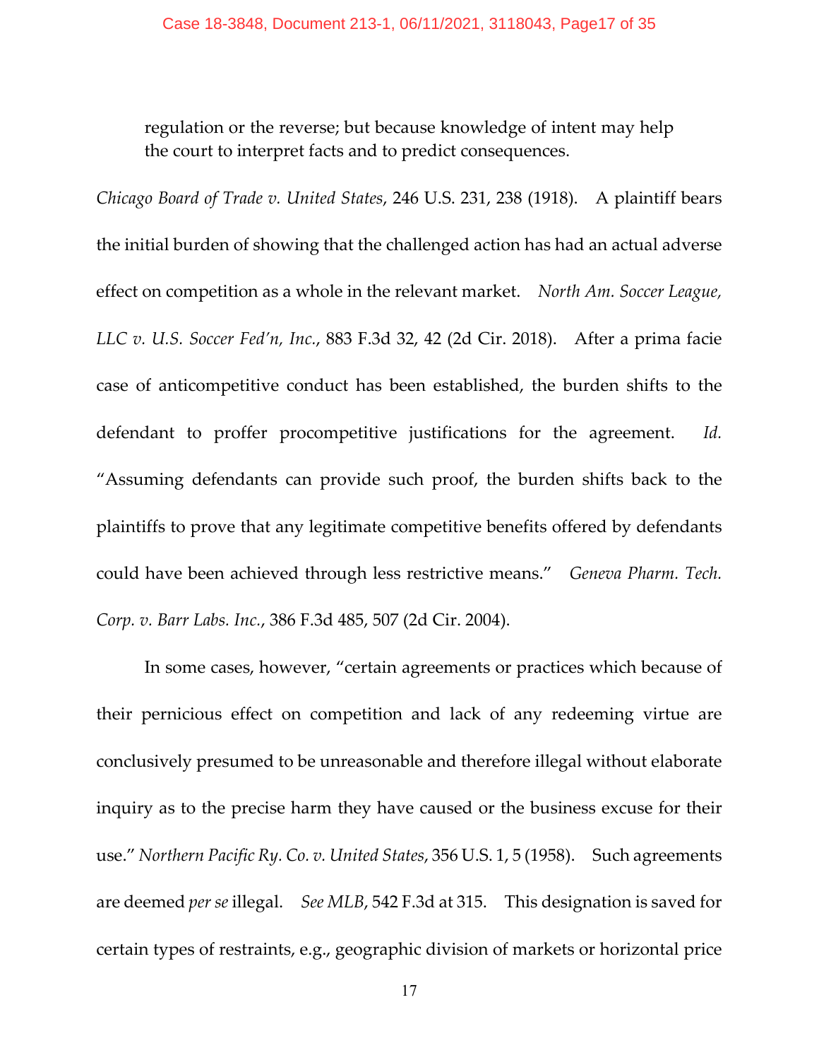regulation or the reverse; but because knowledge of intent may help the court to interpret facts and to predict consequences.

*Chicago Board of Trade v. United States*, 246 U.S. 231, 238 (1918). A plaintiff bears the initial burden of showing that the challenged action has had an actual adverse effect on competition as a whole in the relevant market. *North Am. Soccer League, LLC v. U.S. Soccer Fed'n, Inc.*, 883 F.3d 32, 42 (2d Cir. 2018). After a prima facie case of anticompetitive conduct has been established, the burden shifts to the defendant to proffer procompetitive justifications for the agreement. *Id.* "Assuming defendants can provide such proof, the burden shifts back to the plaintiffs to prove that any legitimate competitive benefits offered by defendants could have been achieved through less restrictive means." *Geneva Pharm. Tech. Corp. v. Barr Labs. Inc.*, 386 F.3d 485, 507 (2d Cir. 2004).

In some cases, however, "certain agreements or practices which because of their pernicious effect on competition and lack of any redeeming virtue are conclusively presumed to be unreasonable and therefore illegal without elaborate inquiry as to the precise harm they have caused or the business excuse for their use." *Northern Pacific Ry. Co. v. United States*, 356 U.S. 1, 5 (1958). Such agreements are deemed *per se* illegal. *See MLB*, 542 F.3d at 315. This designation is saved for certain types of restraints, e.g., geographic division of markets or horizontal price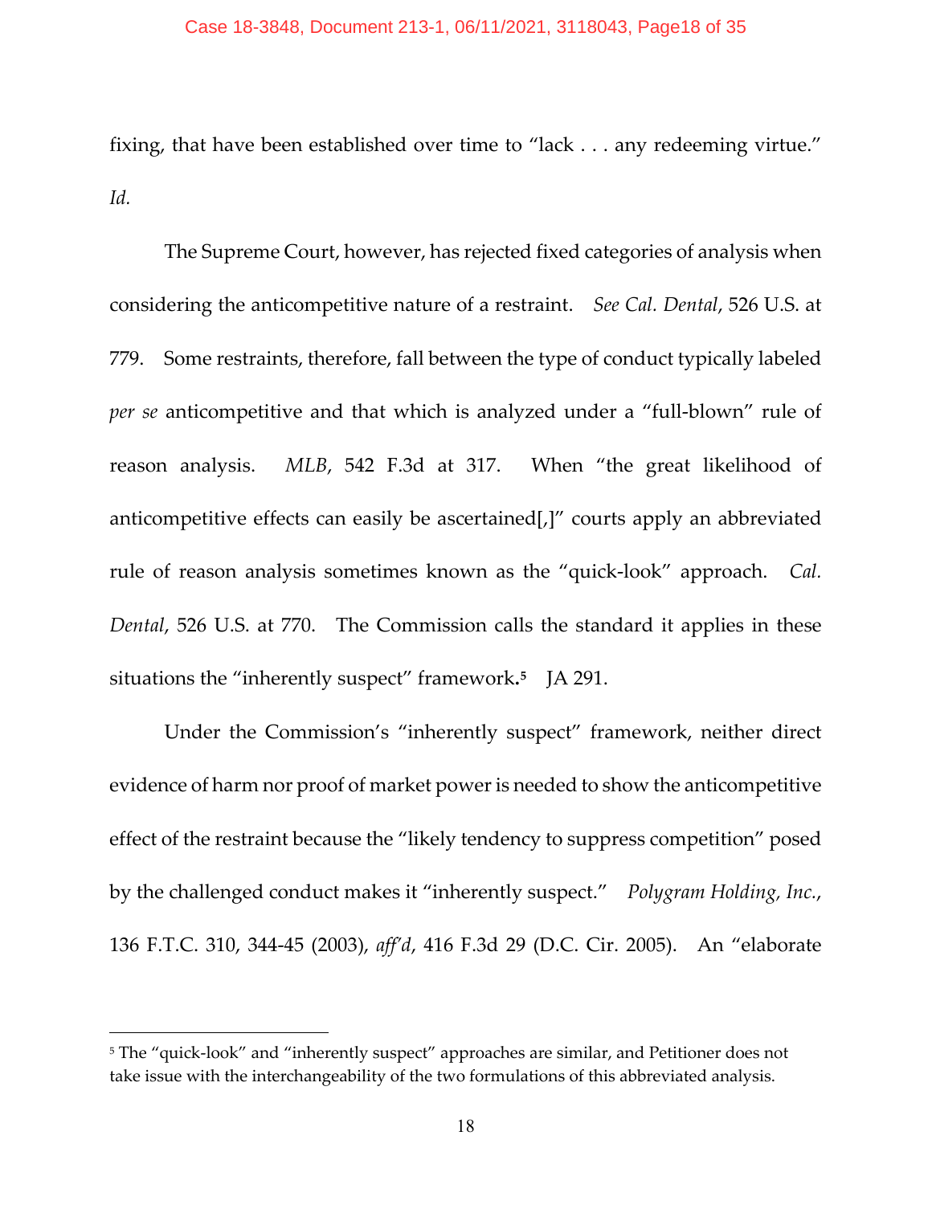fixing, that have been established over time to "lack . . . any redeeming virtue." *Id.*

The Supreme Court, however, has rejected fixed categories of analysis when considering the anticompetitive nature of a restraint. *See Cal. Dental*, 526 U.S. at 779. Some restraints, therefore, fall between the type of conduct typically labeled *per se* anticompetitive and that which is analyzed under a "full-blown" rule of reason analysis. *MLB*, 542 F.3d at 317. When "the great likelihood of anticompetitive effects can easily be ascertained[,]" courts apply an abbreviated rule of reason analysis sometimes known as the "quick-look" approach. *Cal. Dental*, 526 U.S. at 770. The Commission calls the standard it applies in these situations the "inherently suspect" framework.[5] JA 291.

Under the Commission's "inherently suspect" framework, neither direct evidence of harm nor proof of market power is needed to show the anticompetitive effect of the restraint because the "likely tendency to suppress competition" posed by the challenged conduct makes it "inherently suspect." *Polygram Holding, Inc.*, 136 F.T.C. 310, 344-45 (2003), *aff'd*, 416 F.3d 29 (D.C. Cir. 2005). An "elaborate

---

[5] The "quick-look" and "inherently suspect" approaches are similar, and Petitioner does not take issue with the interchangeability of the two formulations of this abbreviated analysis.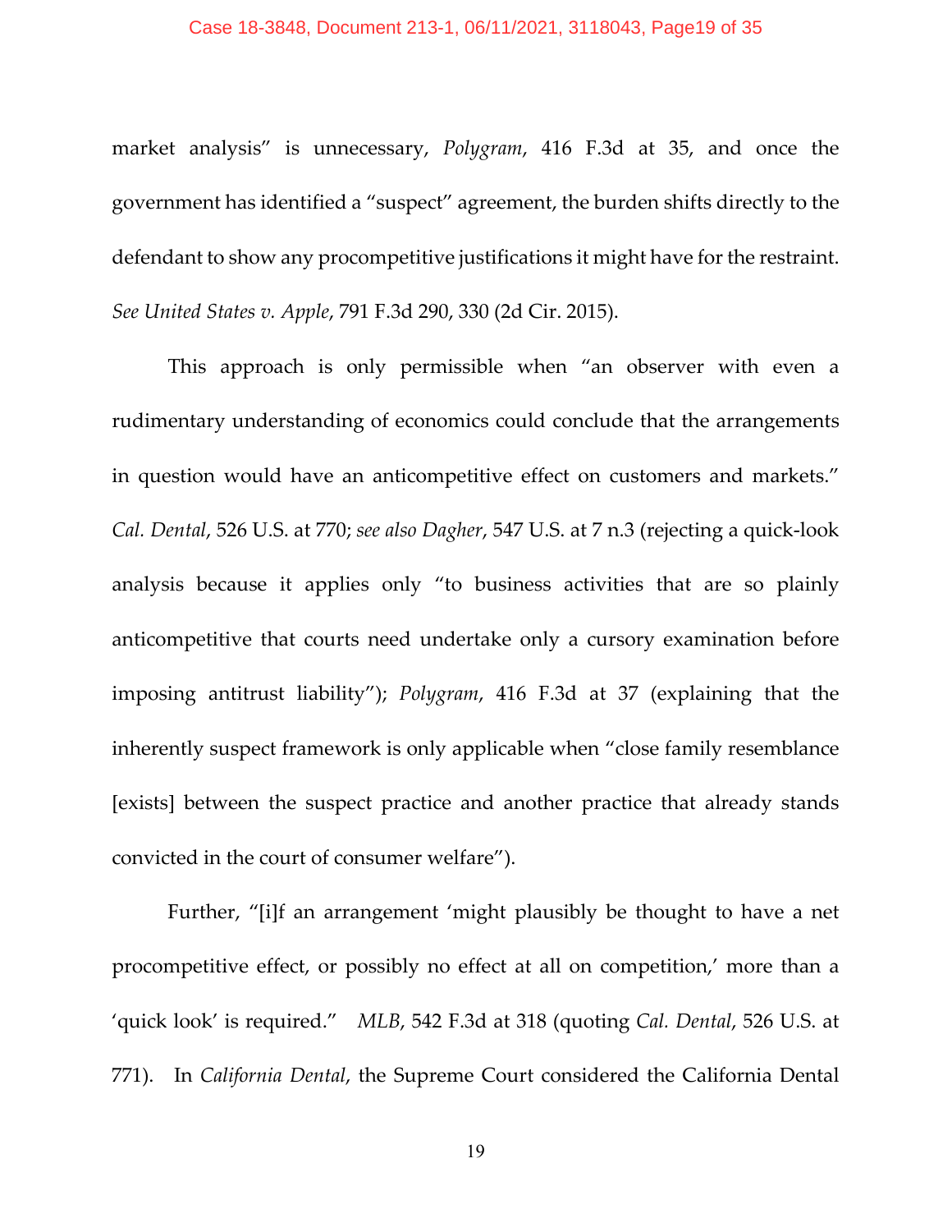market analysis" is unnecessary, *Polygram*, 416 F.3d at 35, and once the government has identified a "suspect" agreement, the burden shifts directly to the defendant to show any procompetitive justifications it might have for the restraint. *See United States v. Apple*, 791 F.3d 290, 330 (2d Cir. 2015).

This approach is only permissible when "an observer with even a rudimentary understanding of economics could conclude that the arrangements in question would have an anticompetitive effect on customers and markets." *Cal. Dental*, 526 U.S. at 770; *see also Dagher*, 547 U.S. at 7 n.3 (rejecting a quick-look analysis because it applies only "to business activities that are so plainly anticompetitive that courts need undertake only a cursory examination before imposing antitrust liability"); *Polygram*, 416 F.3d at 37 (explaining that the inherently suspect framework is only applicable when "close family resemblance [exists] between the suspect practice and another practice that already stands convicted in the court of consumer welfare").

Further, "[i]f an arrangement 'might plausibly be thought to have a net procompetitive effect, or possibly no effect at all on competition,' more than a 'quick look' is required." *MLB*, 542 F.3d at 318 (quoting *Cal. Dental*, 526 U.S. at 771). In *California Dental*, the Supreme Court considered the California Dental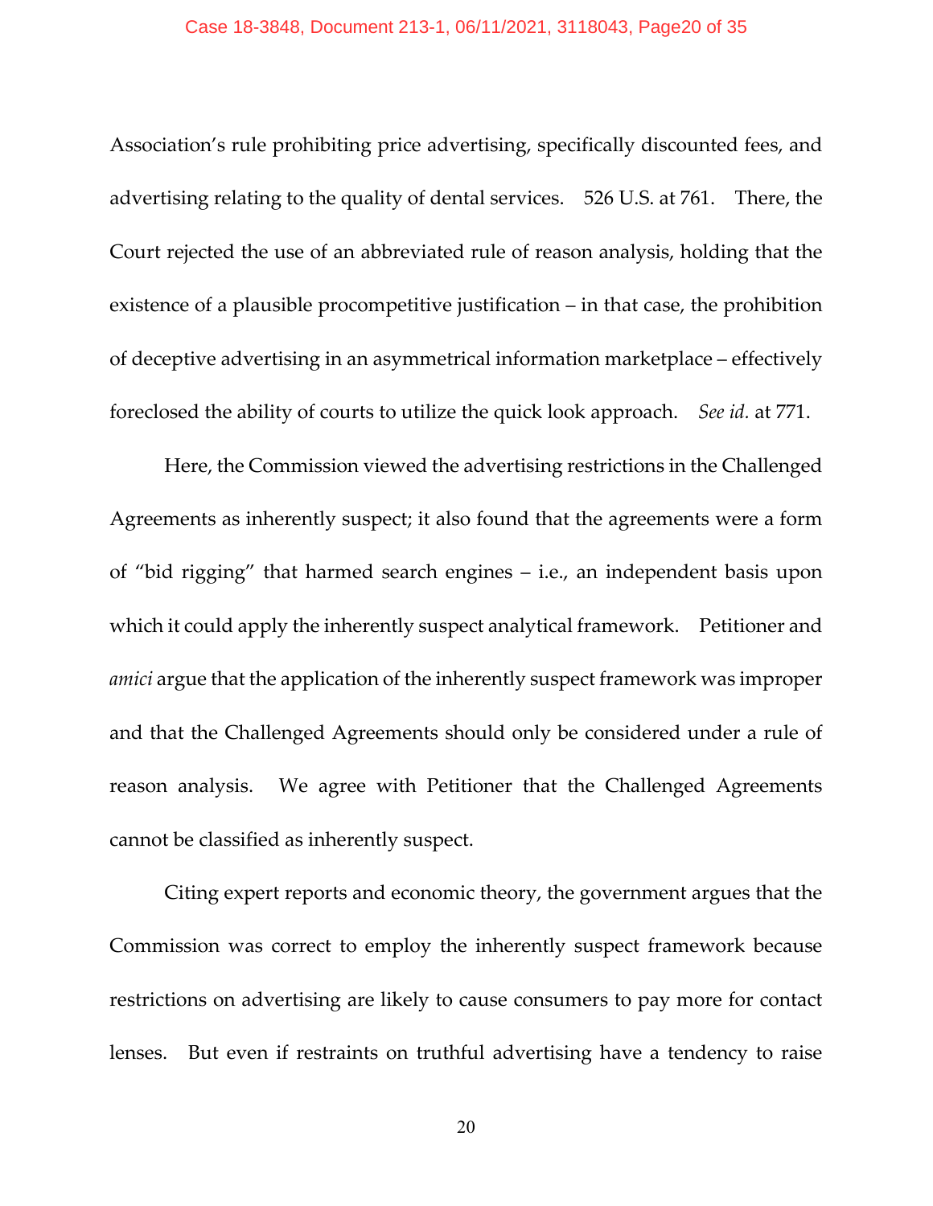Association's rule prohibiting price advertising, specifically discounted fees, and advertising relating to the quality of dental services. 526 U.S. at 761. There, the Court rejected the use of an abbreviated rule of reason analysis, holding that the existence of a plausible procompetitive justification – in that case, the prohibition of deceptive advertising in an asymmetrical information marketplace – effectively foreclosed the ability of courts to utilize the quick look approach. *See id.* at 771.

Here, the Commission viewed the advertising restrictions in the Challenged Agreements as inherently suspect; it also found that the agreements were a form of "bid rigging" that harmed search engines – i.e., an independent basis upon which it could apply the inherently suspect analytical framework. Petitioner and *amici* argue that the application of the inherently suspect framework was improper and that the Challenged Agreements should only be considered under a rule of reason analysis. We agree with Petitioner that the Challenged Agreements cannot be classified as inherently suspect.

Citing expert reports and economic theory, the government argues that the Commission was correct to employ the inherently suspect framework because restrictions on advertising are likely to cause consumers to pay more for contact lenses. But even if restraints on truthful advertising have a tendency to raise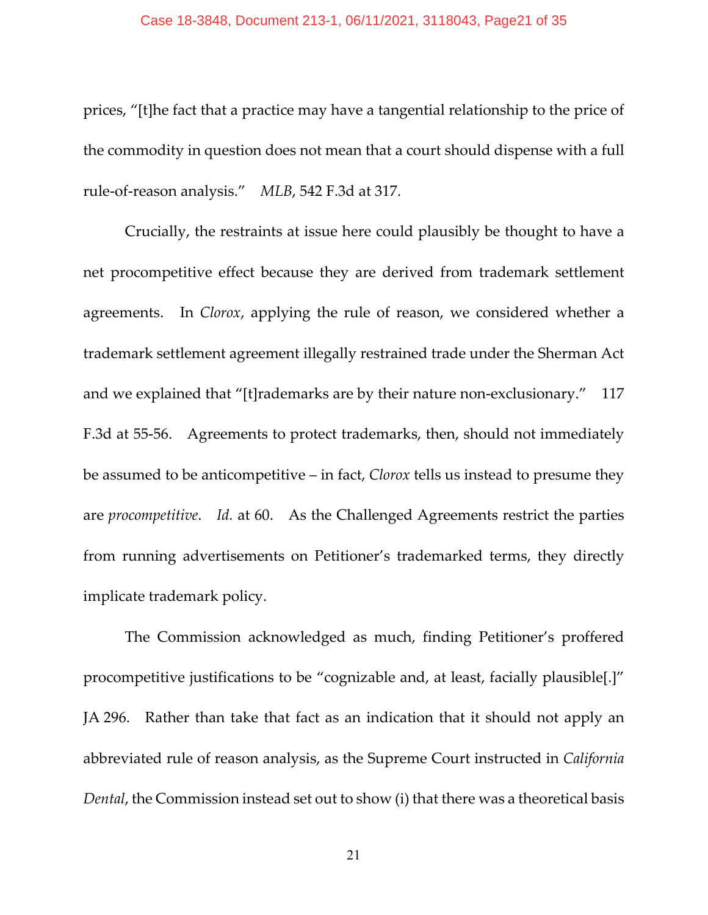prices, "[t]he fact that a practice may have a tangential relationship to the price of the commodity in question does not mean that a court should dispense with a full rule-of-reason analysis." *MLB*, 542 F.3d at 317.

Crucially, the restraints at issue here could plausibly be thought to have a net procompetitive effect because they are derived from trademark settlement agreements. In *Clorox*, applying the rule of reason, we considered whether a trademark settlement agreement illegally restrained trade under the Sherman Act and we explained that "[t]rademarks are by their nature non-exclusionary." 117 F.3d at 55-56. Agreements to protect trademarks, then, should not immediately be assumed to be anticompetitive – in fact, *Clorox* tells us instead to presume they are *procompetitive*. *Id.* at 60. As the Challenged Agreements restrict the parties from running advertisements on Petitioner's trademarked terms, they directly implicate trademark policy.

The Commission acknowledged as much, finding Petitioner's proffered procompetitive justifications to be "cognizable and, at least, facially plausible[.]" JA 296. Rather than take that fact as an indication that it should not apply an abbreviated rule of reason analysis, as the Supreme Court instructed in *California Dental*, the Commission instead set out to show (i) that there was a theoretical basis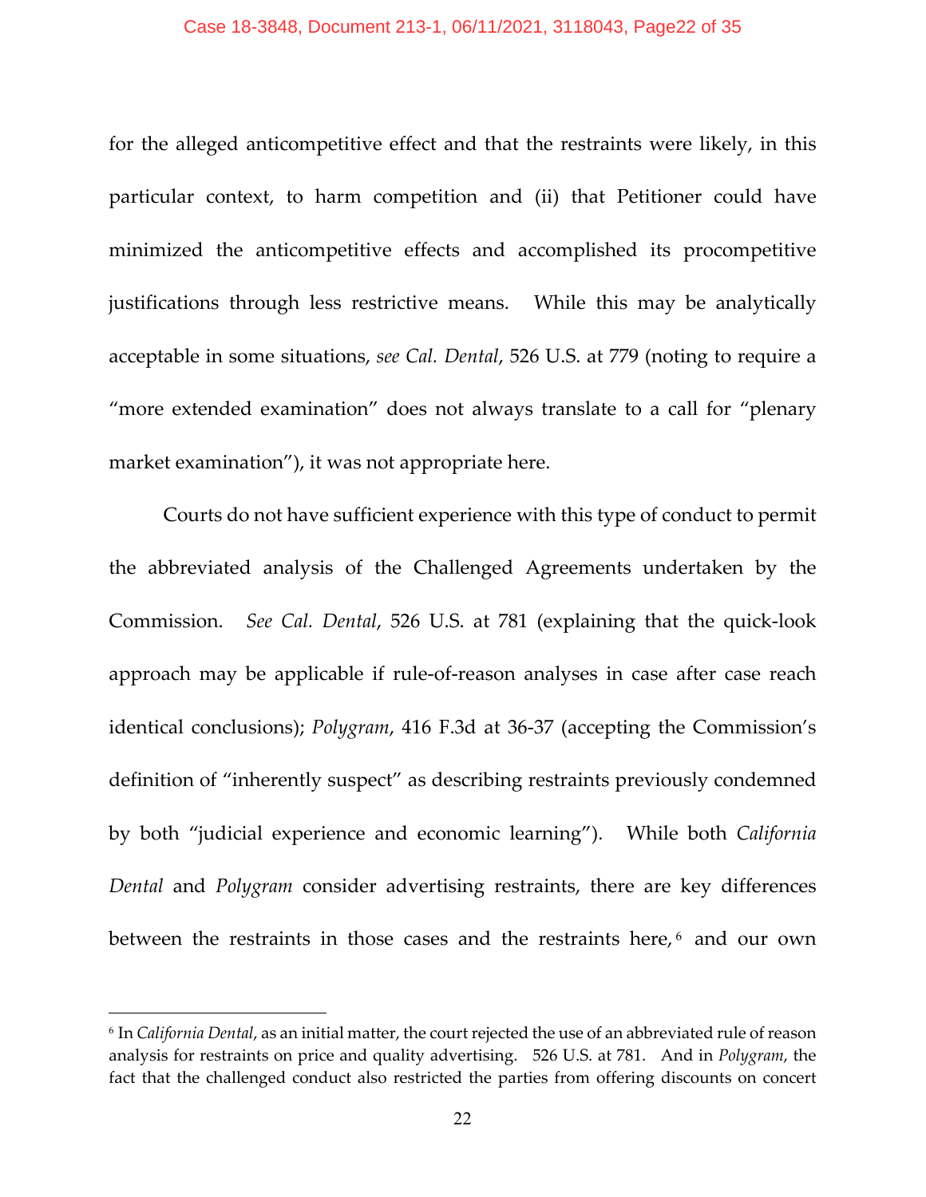for the alleged anticompetitive effect and that the restraints were likely, in this particular context, to harm competition and (ii) that Petitioner could have minimized the anticompetitive effects and accomplished its procompetitive justifications through less restrictive means. While this may be analytically acceptable in some situations, *see Cal. Dental*, 526 U.S. at 779 (noting to require a "more extended examination" does not always translate to a call for "plenary market examination"), it was not appropriate here.

Courts do not have sufficient experience with this type of conduct to permit the abbreviated analysis of the Challenged Agreements undertaken by the Commission. *See Cal. Dental*, 526 U.S. at 781 (explaining that the quick-look approach may be applicable if rule-of-reason analyses in case after case reach identical conclusions); *Polygram*, 416 F.3d at 36-37 (accepting the Commission's definition of "inherently suspect" as describing restraints previously condemned by both "judicial experience and economic learning"). While both *California Dental* and *Polygram* consider advertising restraints, there are key differences between the restraints in those cases and the restraints here,[6] and our own

---

[6] In *California Dental*, as an initial matter, the court rejected the use of an abbreviated rule of reason analysis for restraints on price and quality advertising. 526 U.S. at 781. And in *Polygram*, the fact that the challenged conduct also restricted the parties from offering discounts on concert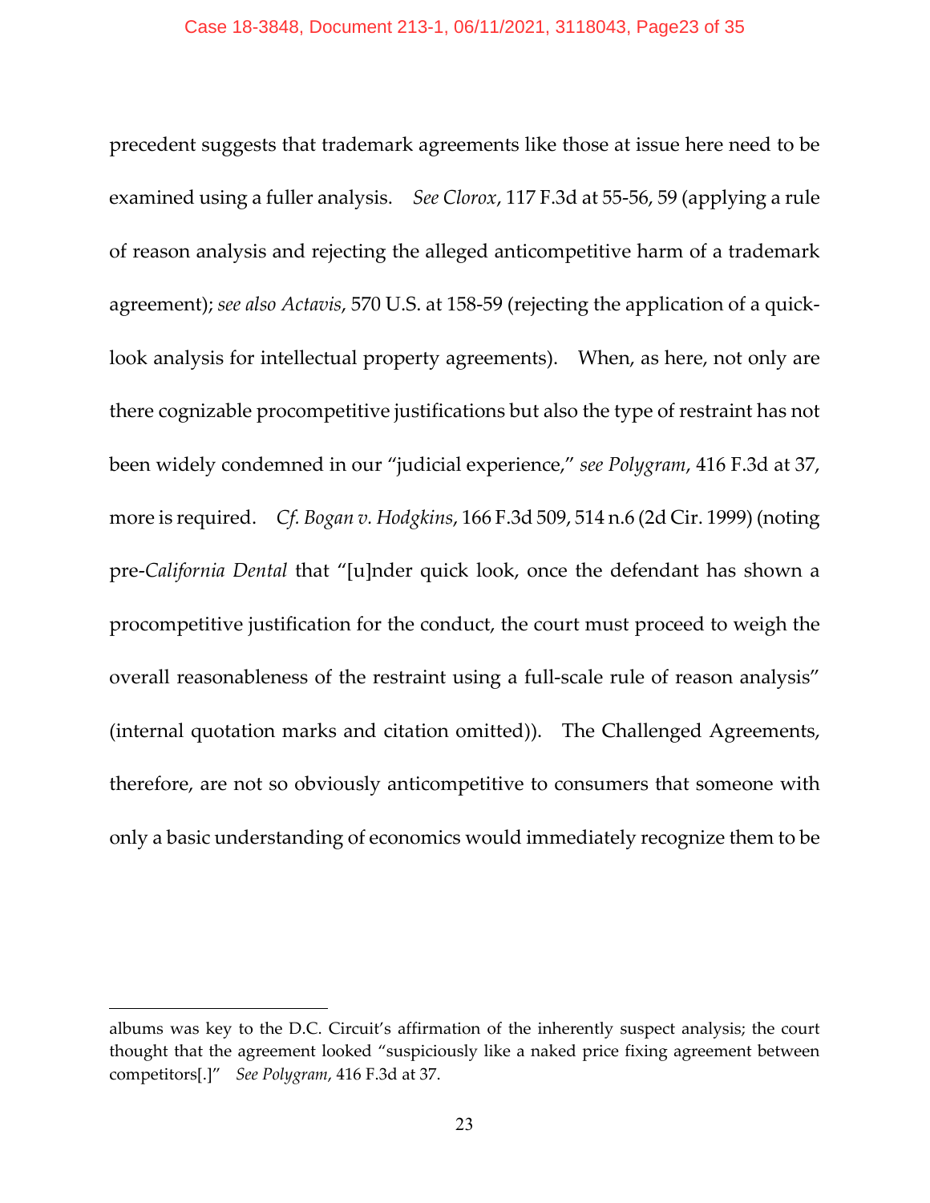precedent suggests that trademark agreements like those at issue here need to be examined using a fuller analysis. *See Clorox*, 117 F.3d at 55-56, 59 (applying a rule of reason analysis and rejecting the alleged anticompetitive harm of a trademark agreement); *see also Actavis*, 570 U.S. at 158-59 (rejecting the application of a quick-look analysis for intellectual property agreements). When, as here, not only are there cognizable procompetitive justifications but also the type of restraint has not been widely condemned in our "judicial experience," *see Polygram*, 416 F.3d at 37, more is required. *Cf. Bogan v. Hodgkins*, 166 F.3d 509, 514 n.6 (2d Cir. 1999) (noting pre-*California Dental* that "[u]nder quick look, once the defendant has shown a procompetitive justification for the conduct, the court must proceed to weigh the overall reasonableness of the restraint using a full-scale rule of reason analysis" (internal quotation marks and citation omitted)). The Challenged Agreements, therefore, are not so obviously anticompetitive to consumers that someone with only a basic understanding of economics would immediately recognize them to be

---

albums was key to the D.C. Circuit's affirmation of the inherently suspect analysis; the court thought that the agreement looked "suspiciously like a naked price fixing agreement between competitors[.]" *See Polygram*, 416 F.3d at 37.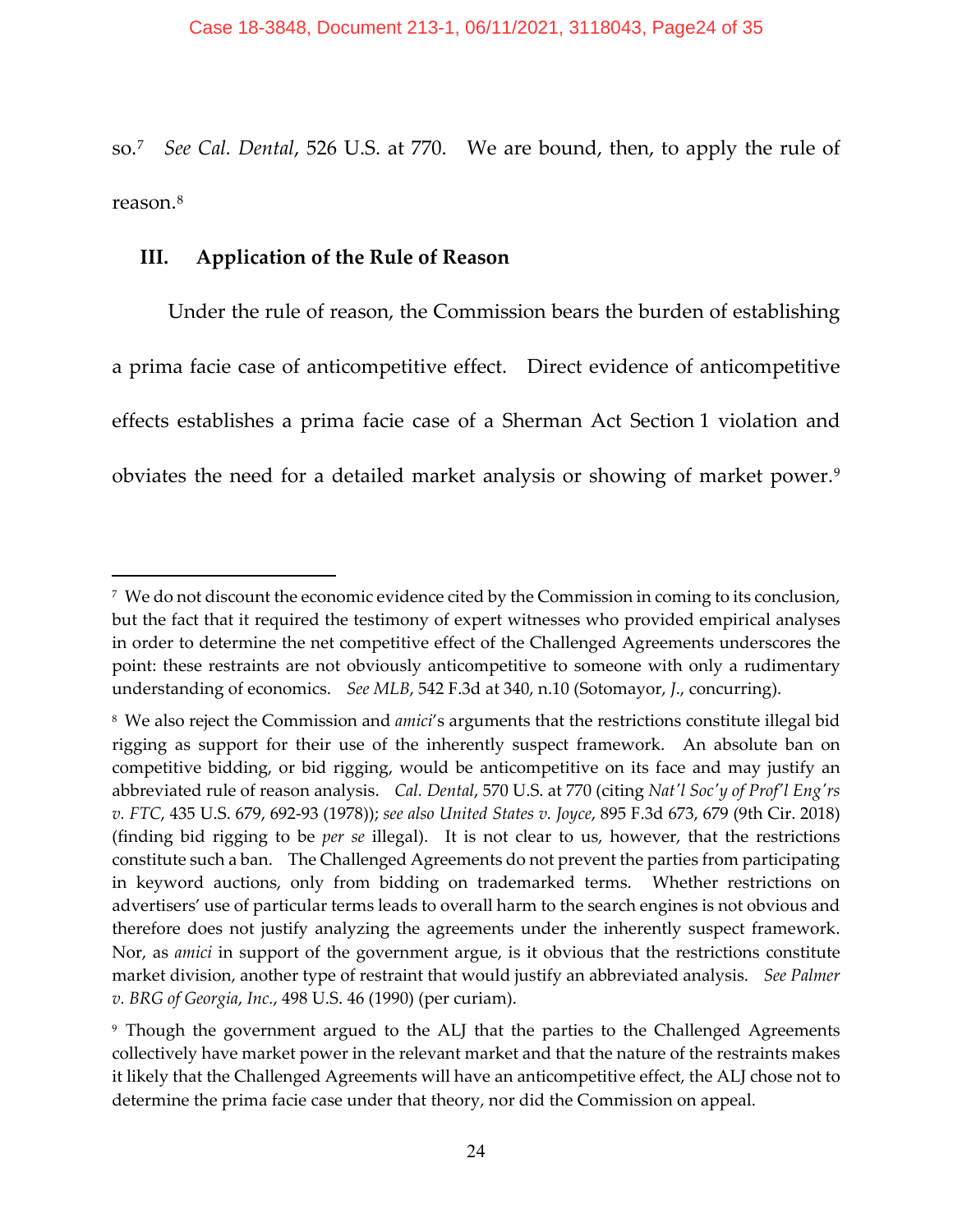so.[7] *See Cal. Dental*, 526 U.S. at 770. We are bound, then, to apply the rule of reason.[8]

## III. Application of the Rule of Reason

Under the rule of reason, the Commission bears the burden of establishing a prima facie case of anticompetitive effect. Direct evidence of anticompetitive effects establishes a prima facie case of a Sherman Act Section 1 violation and obviates the need for a detailed market analysis or showing of market power.[9]

---

[7] We do not discount the economic evidence cited by the Commission in coming to its conclusion, but the fact that it required the testimony of expert witnesses who provided empirical analyses in order to determine the net competitive effect of the Challenged Agreements underscores the point: these restraints are not obviously anticompetitive to someone with only a rudimentary understanding of economics. *See MLB*, 542 F.3d at 340, n.10 (Sotomayor, *J.*, concurring).

[8] We also reject the Commission and *amici*'s arguments that the restrictions constitute illegal bid rigging as support for their use of the inherently suspect framework. An absolute ban on competitive bidding, or bid rigging, would be anticompetitive on its face and may justify an abbreviated rule of reason analysis. *Cal. Dental*, 570 U.S. at 770 (citing *Nat'l Soc'y of Prof'l Eng'rs v. FTC*, 435 U.S. 679, 692-93 (1978)); *see also United States v. Joyce*, 895 F.3d 673, 679 (9th Cir. 2018) (finding bid rigging to be *per se* illegal). It is not clear to us, however, that the restrictions constitute such a ban. The Challenged Agreements do not prevent the parties from participating in keyword auctions, only from bidding on trademarked terms. Whether restrictions on advertisers' use of particular terms leads to overall harm to the search engines is not obvious and therefore does not justify analyzing the agreements under the inherently suspect framework. Nor, as *amici* in support of the government argue, is it obvious that the restrictions constitute market division, another type of restraint that would justify an abbreviated analysis. *See Palmer v. BRG of Georgia, Inc.*, 498 U.S. 46 (1990) (per curiam).

[9] Though the government argued to the ALJ that the parties to the Challenged Agreements collectively have market power in the relevant market and that the nature of the restraints makes it likely that the Challenged Agreements will have an anticompetitive effect, the ALJ chose not to determine the prima facie case under that theory, nor did the Commission on appeal.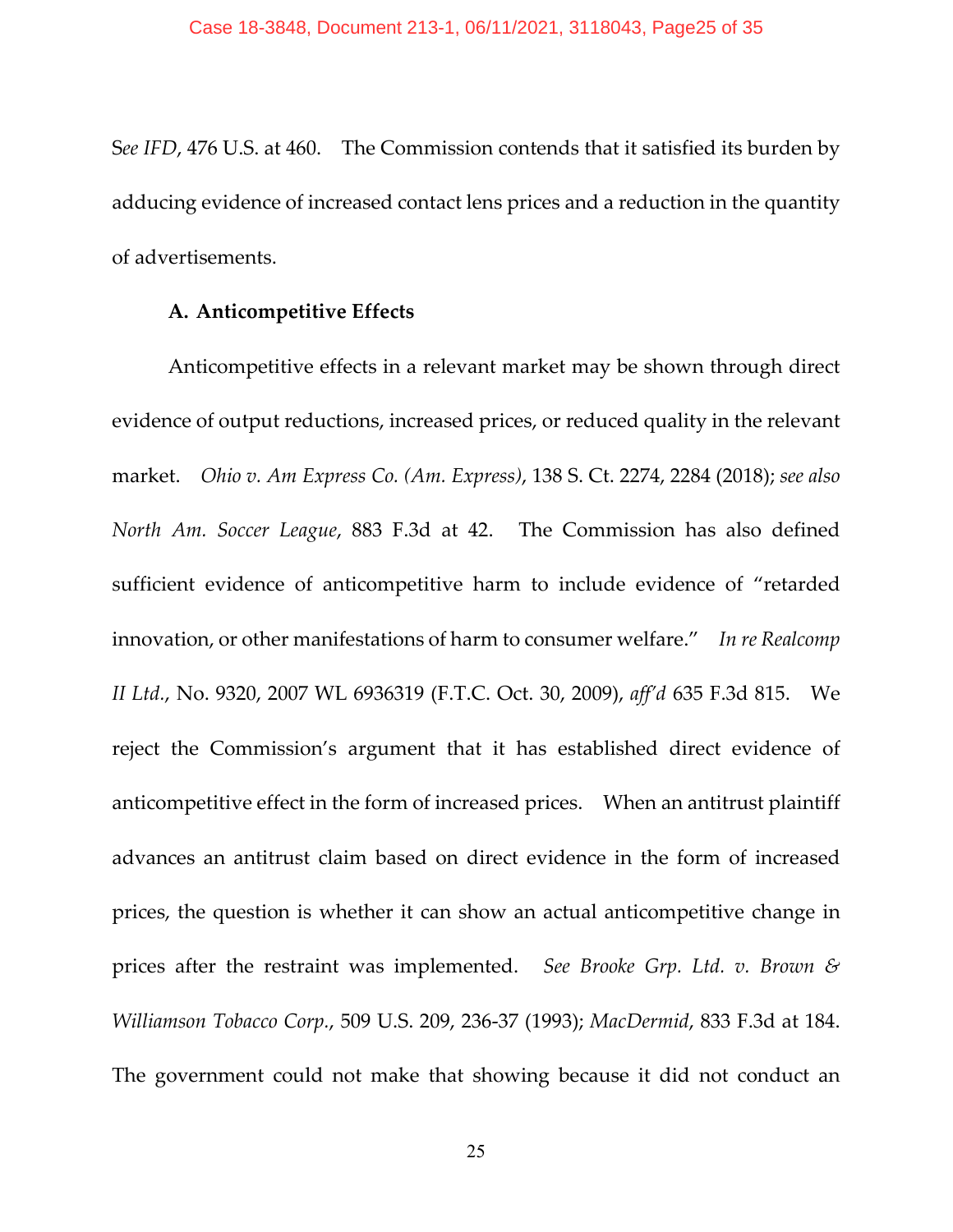See *IFD*, 476 U.S. at 460. The Commission contends that it satisfied its burden by adducing evidence of increased contact lens prices and a reduction in the quantity of advertisements.

**A. Anticompetitive Effects**

Anticompetitive effects in a relevant market may be shown through direct evidence of output reductions, increased prices, or reduced quality in the relevant market. *Ohio v. Am Express Co. (Am. Express)*, 138 S. Ct. 2274, 2284 (2018); *see also North Am. Soccer League*, 883 F.3d at 42. The Commission has also defined sufficient evidence of anticompetitive harm to include evidence of "retarded innovation, or other manifestations of harm to consumer welfare." *In re Realcomp II Ltd.*, No. 9320, 2007 WL 6936319 (F.T.C. Oct. 30, 2009), *aff'd* 635 F.3d 815. We reject the Commission's argument that it has established direct evidence of anticompetitive effect in the form of increased prices. When an antitrust plaintiff advances an antitrust claim based on direct evidence in the form of increased prices, the question is whether it can show an actual anticompetitive change in prices after the restraint was implemented. *See Brooke Grp. Ltd. v. Brown & Williamson Tobacco Corp.*, 509 U.S. 209, 236-37 (1993); *MacDermid*, 833 F.3d at 184. The government could not make that showing because it did not conduct an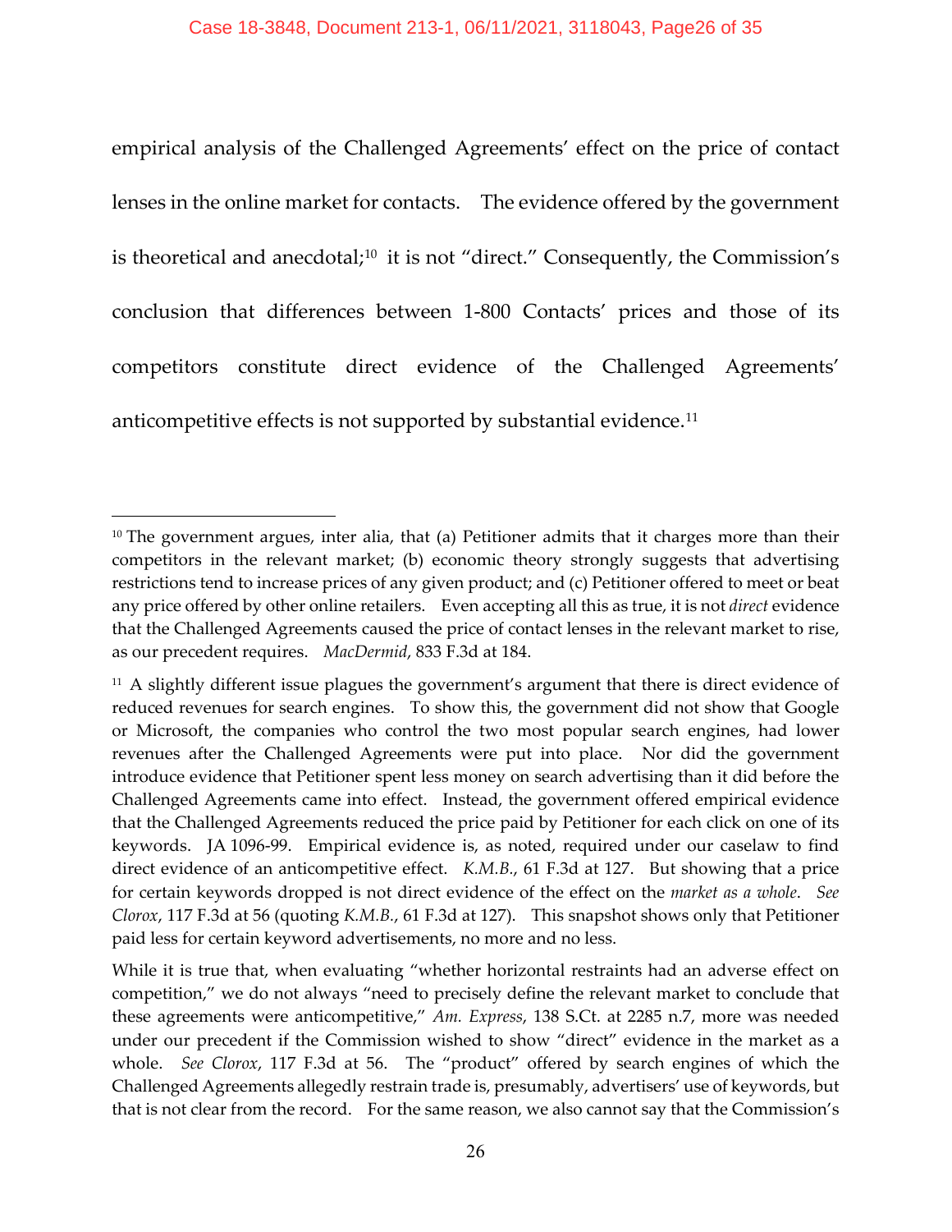empirical analysis of the Challenged Agreements' effect on the price of contact lenses in the online market for contacts. The evidence offered by the government is theoretical and anecdotal;[10] it is not "direct." Consequently, the Commission's conclusion that differences between 1-800 Contacts' prices and those of its competitors constitute direct evidence of the Challenged Agreements' anticompetitive effects is not supported by substantial evidence.[11]

---

[10] The government argues, inter alia, that (a) Petitioner admits that it charges more than their competitors in the relevant market; (b) economic theory strongly suggests that advertising restrictions tend to increase prices of any given product; and (c) Petitioner offered to meet or beat any price offered by other online retailers. Even accepting all this as true, it is not *direct* evidence that the Challenged Agreements caused the price of contact lenses in the relevant market to rise, as our precedent requires. *MacDermid*, 833 F.3d at 184.

[11] A slightly different issue plagues the government's argument that there is direct evidence of reduced revenues for search engines. To show this, the government did not show that Google or Microsoft, the companies who control the two most popular search engines, had lower revenues after the Challenged Agreements were put into place. Nor did the government introduce evidence that Petitioner spent less money on search advertising than it did before the Challenged Agreements came into effect. Instead, the government offered empirical evidence that the Challenged Agreements reduced the price paid by Petitioner for each click on one of its keywords. JA 1096-99. Empirical evidence is, as noted, required under our caselaw to find direct evidence of an anticompetitive effect. *K.M.B.*, 61 F.3d at 127. But showing that a price for certain keywords dropped is not direct evidence of the effect on the *market as a whole*. *See Clorox*, 117 F.3d at 56 (quoting *K.M.B.*, 61 F.3d at 127). This snapshot shows only that Petitioner paid less for certain keyword advertisements, no more and no less.

While it is true that, when evaluating "whether horizontal restraints had an adverse effect on competition," we do not always "need to precisely define the relevant market to conclude that these agreements were anticompetitive," *Am. Express*, 138 S.Ct. at 2285 n.7, more was needed under our precedent if the Commission wished to show "direct" evidence in the market as a whole. *See Clorox*, 117 F.3d at 56. The "product" offered by search engines of which the Challenged Agreements allegedly restrain trade is, presumably, advertisers' use of keywords, but that is not clear from the record. For the same reason, we also cannot say that the Commission's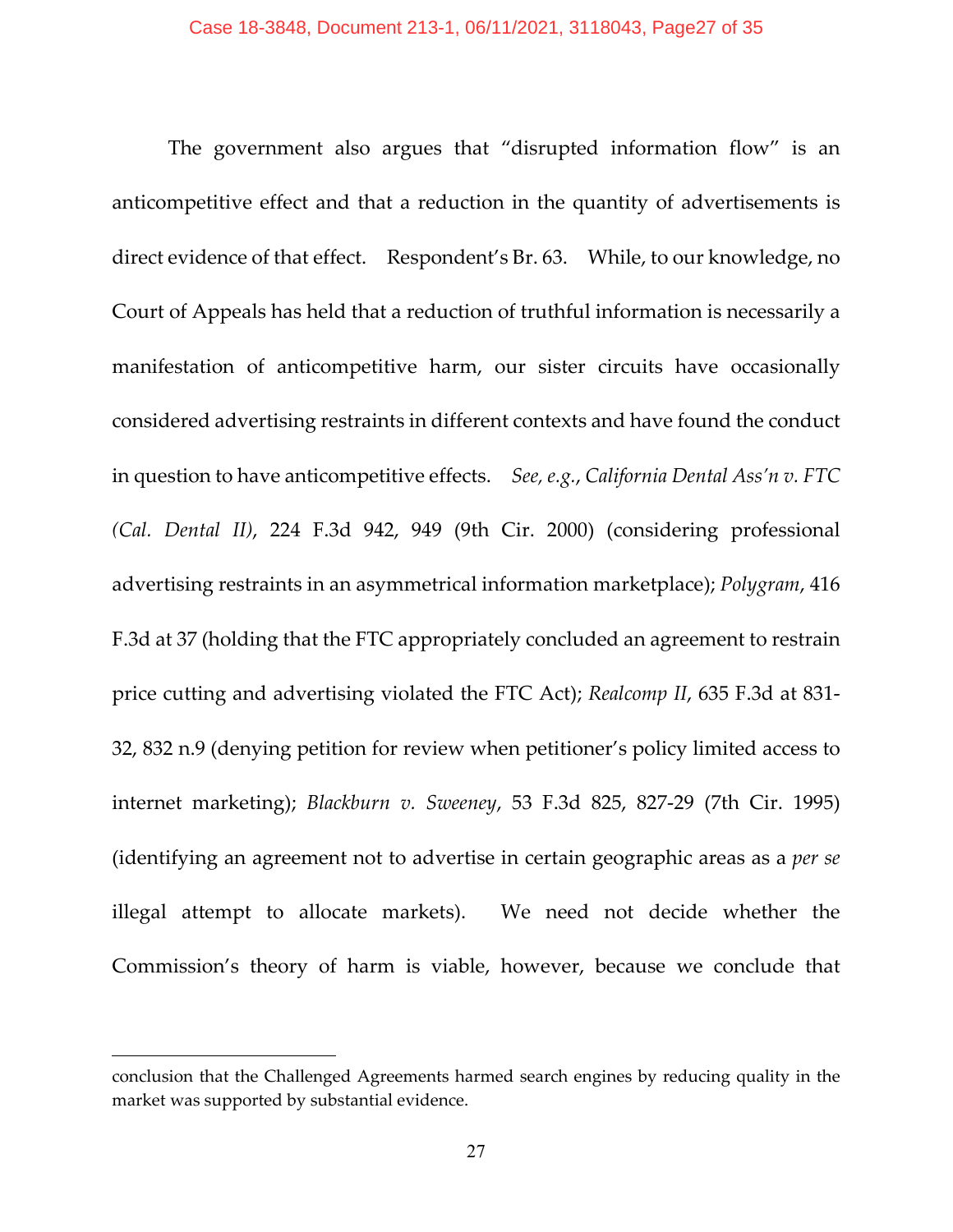The government also argues that "disrupted information flow" is an anticompetitive effect and that a reduction in the quantity of advertisements is direct evidence of that effect. Respondent's Br. 63. While, to our knowledge, no Court of Appeals has held that a reduction of truthful information is necessarily a manifestation of anticompetitive harm, our sister circuits have occasionally considered advertising restraints in different contexts and have found the conduct in question to have anticompetitive effects. *See, e.g.*, *California Dental Ass'n v. FTC (Cal. Dental II)*, 224 F.3d 942, 949 (9th Cir. 2000) (considering professional advertising restraints in an asymmetrical information marketplace); *Polygram*, 416 F.3d at 37 (holding that the FTC appropriately concluded an agreement to restrain price cutting and advertising violated the FTC Act); *Realcomp II*, 635 F.3d at 831-32, 832 n.9 (denying petition for review when petitioner's policy limited access to internet marketing); *Blackburn v. Sweeney*, 53 F.3d 825, 827-29 (7th Cir. 1995) (identifying an agreement not to advertise in certain geographic areas as a *per se* illegal attempt to allocate markets). We need not decide whether the Commission's theory of harm is viable, however, because we conclude that

---

conclusion that the Challenged Agreements harmed search engines by reducing quality in the market was supported by substantial evidence.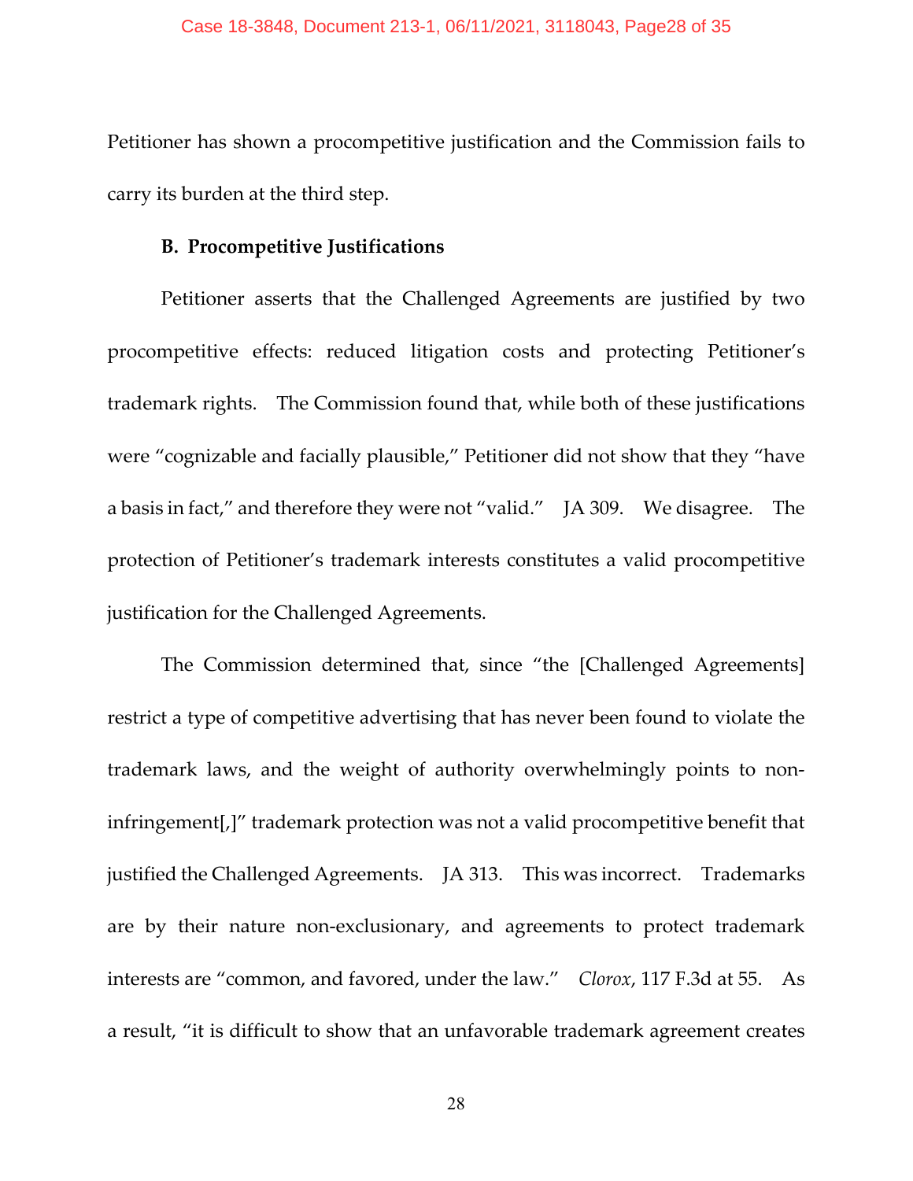Petitioner has shown a procompetitive justification and the Commission fails to carry its burden at the third step.

### B. Procompetitive Justifications

Petitioner asserts that the Challenged Agreements are justified by two procompetitive effects: reduced litigation costs and protecting Petitioner's trademark rights. The Commission found that, while both of these justifications were "cognizable and facially plausible," Petitioner did not show that they "have a basis in fact," and therefore they were not "valid." JA 309. We disagree. The protection of Petitioner's trademark interests constitutes a valid procompetitive justification for the Challenged Agreements.

The Commission determined that, since "the [Challenged Agreements] restrict a type of competitive advertising that has never been found to violate the trademark laws, and the weight of authority overwhelmingly points to non-infringement[,]" trademark protection was not a valid procompetitive benefit that justified the Challenged Agreements. JA 313. This was incorrect. Trademarks are by their nature non-exclusionary, and agreements to protect trademark interests are "common, and favored, under the law." *Clorox*, 117 F.3d at 55. As a result, "it is difficult to show that an unfavorable trademark agreement creates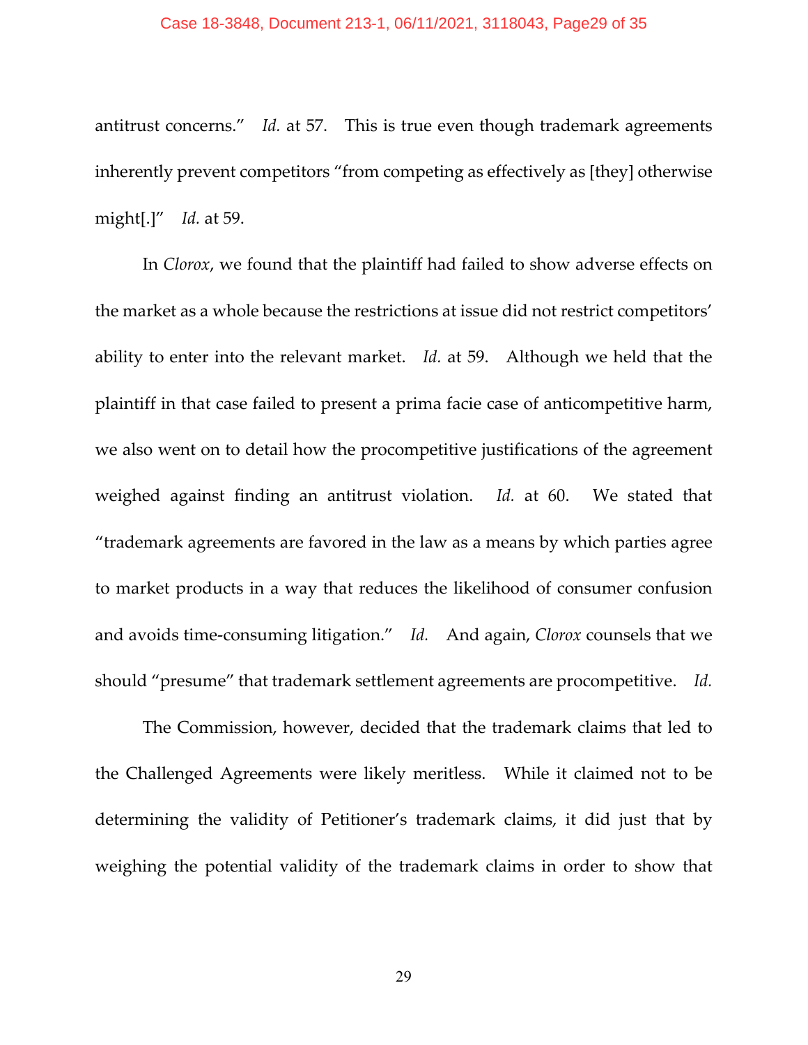antitrust concerns." *Id.* at 57. This is true even though trademark agreements inherently prevent competitors "from competing as effectively as [they] otherwise might[.]" *Id.* at 59.

In *Clorox*, we found that the plaintiff had failed to show adverse effects on the market as a whole because the restrictions at issue did not restrict competitors' ability to enter into the relevant market. *Id.* at 59. Although we held that the plaintiff in that case failed to present a prima facie case of anticompetitive harm, we also went on to detail how the procompetitive justifications of the agreement weighed against finding an antitrust violation. *Id.* at 60. We stated that "trademark agreements are favored in the law as a means by which parties agree to market products in a way that reduces the likelihood of consumer confusion and avoids time-consuming litigation." *Id.* And again, *Clorox* counsels that we should "presume" that trademark settlement agreements are procompetitive. *Id.*

The Commission, however, decided that the trademark claims that led to the Challenged Agreements were likely meritless. While it claimed not to be determining the validity of Petitioner's trademark claims, it did just that by weighing the potential validity of the trademark claims in order to show that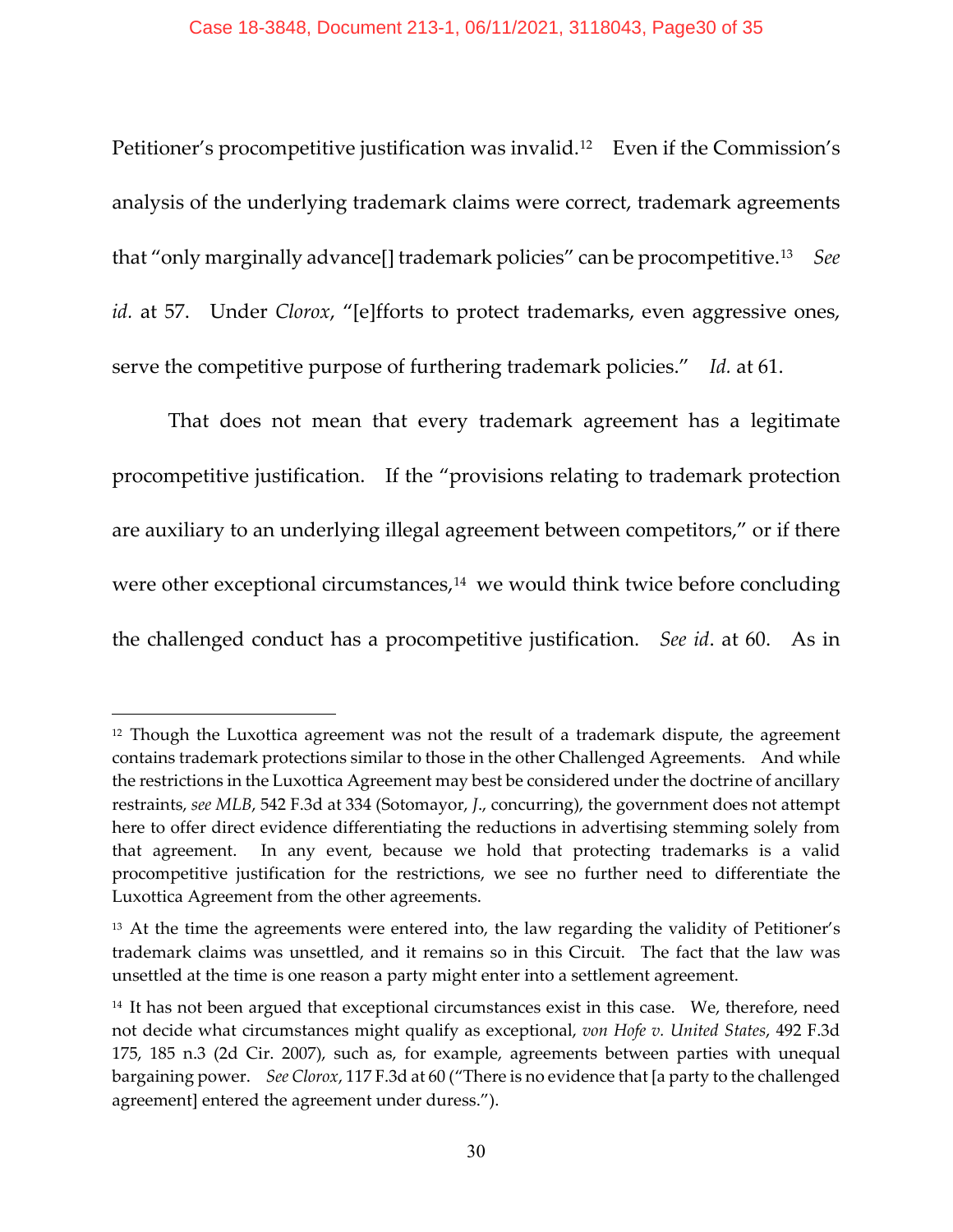Petitioner's procompetitive justification was invalid.[12] Even if the Commission's analysis of the underlying trademark claims were correct, trademark agreements that "only marginally advance[] trademark policies" can be procompetitive.[13] *See id.* at 57. Under *Clorox*, "[e]fforts to protect trademarks, even aggressive ones, serve the competitive purpose of furthering trademark policies." *Id.* at 61.

That does not mean that every trademark agreement has a legitimate procompetitive justification. If the "provisions relating to trademark protection are auxiliary to an underlying illegal agreement between competitors," or if there were other exceptional circumstances,[14] we would think twice before concluding the challenged conduct has a procompetitive justification. *See id*. at 60. As in

---

[12] Though the Luxottica agreement was not the result of a trademark dispute, the agreement contains trademark protections similar to those in the other Challenged Agreements. And while the restrictions in the Luxottica Agreement may best be considered under the doctrine of ancillary restraints, *see MLB*, 542 F.3d at 334 (Sotomayor, *J*., concurring), the government does not attempt here to offer direct evidence differentiating the reductions in advertising stemming solely from that agreement. In any event, because we hold that protecting trademarks is a valid procompetitive justification for the restrictions, we see no further need to differentiate the Luxottica Agreement from the other agreements.

[13] At the time the agreements were entered into, the law regarding the validity of Petitioner's trademark claims was unsettled, and it remains so in this Circuit. The fact that the law was unsettled at the time is one reason a party might enter into a settlement agreement.

[14] It has not been argued that exceptional circumstances exist in this case. We, therefore, need not decide what circumstances might qualify as exceptional, *von Hofe v. United States*, 492 F.3d 175, 185 n.3 (2d Cir. 2007), such as, for example, agreements between parties with unequal bargaining power. *See Clorox*, 117 F.3d at 60 ("There is no evidence that [a party to the challenged agreement] entered the agreement under duress.").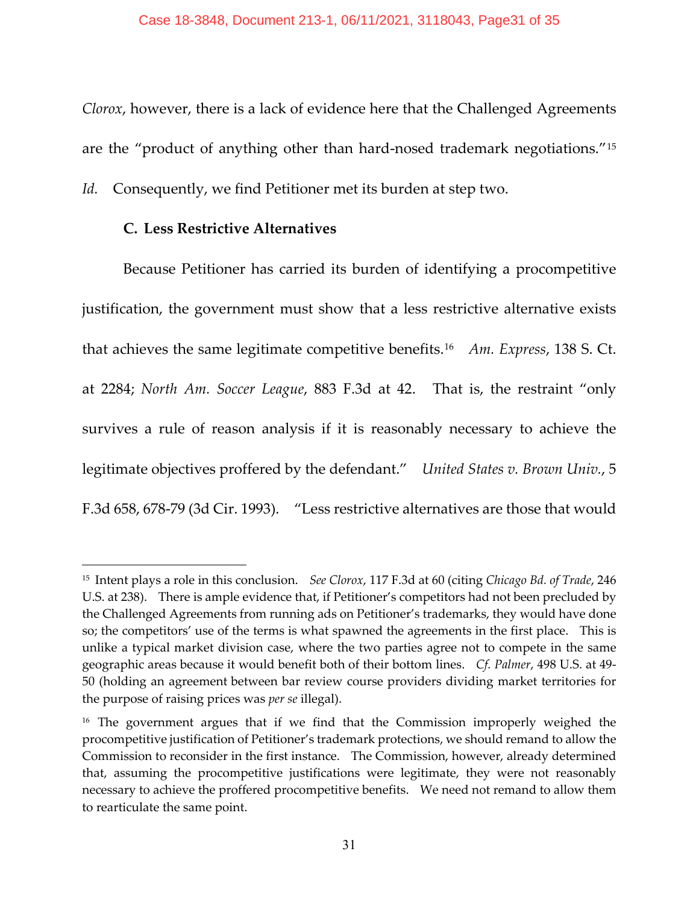*Clorox*, however, there is a lack of evidence here that the Challenged Agreements are the "product of anything other than hard-nosed trademark negotiations."[15] *Id.* Consequently, we find Petitioner met its burden at step two.

### C. Less Restrictive Alternatives

Because Petitioner has carried its burden of identifying a procompetitive justification, the government must show that a less restrictive alternative exists that achieves the same legitimate competitive benefits.[16] *Am. Express*, 138 S. Ct. at 2284; *North Am. Soccer League*, 883 F.3d at 42. That is, the restraint "only survives a rule of reason analysis if it is reasonably necessary to achieve the legitimate objectives proffered by the defendant." *United States v. Brown Univ.*, 5 F.3d 658, 678-79 (3d Cir. 1993). "Less restrictive alternatives are those that would

---

[15] Intent plays a role in this conclusion. *See Clorox*, 117 F.3d at 60 (citing *Chicago Bd. of Trade*, 246 U.S. at 238). There is ample evidence that, if Petitioner's competitors had not been precluded by the Challenged Agreements from running ads on Petitioner's trademarks, they would have done so; the competitors' use of the terms is what spawned the agreements in the first place. This is unlike a typical market division case, where the two parties agree not to compete in the same geographic areas because it would benefit both of their bottom lines. *Cf. Palmer*, 498 U.S. at 49-50 (holding an agreement between bar review course providers dividing market territories for the purpose of raising prices was *per se* illegal).

[16] The government argues that if we find that the Commission improperly weighed the procompetitive justification of Petitioner's trademark protections, we should remand to allow the Commission to reconsider in the first instance. The Commission, however, already determined that, assuming the procompetitive justifications were legitimate, they were not reasonably necessary to achieve the proffered procompetitive benefits. We need not remand to allow them to rearticulate the same point.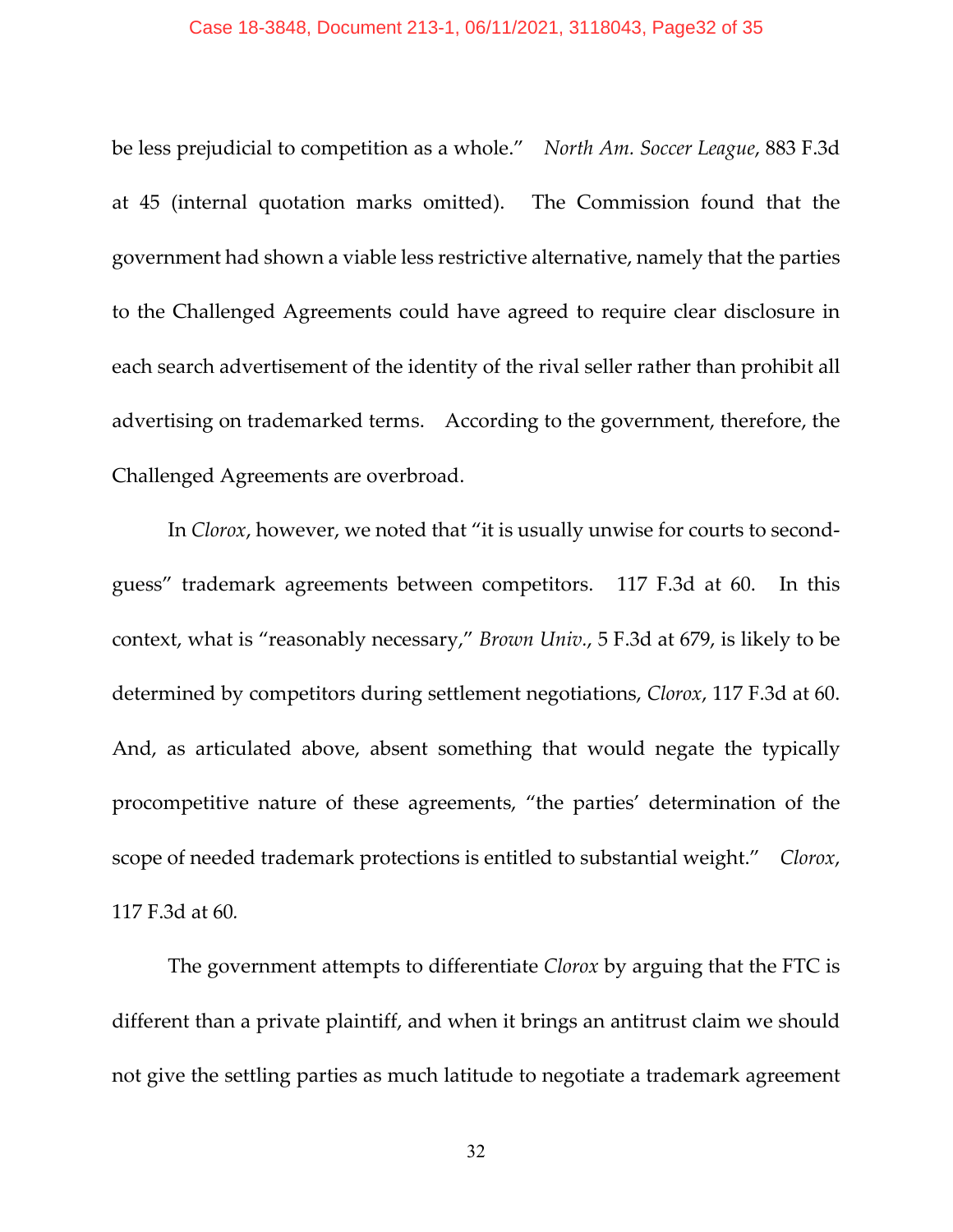be less prejudicial to competition as a whole." *North Am. Soccer League*, 883 F.3d at 45 (internal quotation marks omitted). The Commission found that the government had shown a viable less restrictive alternative, namely that the parties to the Challenged Agreements could have agreed to require clear disclosure in each search advertisement of the identity of the rival seller rather than prohibit all advertising on trademarked terms. According to the government, therefore, the Challenged Agreements are overbroad.

In *Clorox*, however, we noted that "it is usually unwise for courts to second-guess" trademark agreements between competitors. 117 F.3d at 60. In this context, what is "reasonably necessary," *Brown Univ.*, 5 F.3d at 679, is likely to be determined by competitors during settlement negotiations, *Clorox*, 117 F.3d at 60. And, as articulated above, absent something that would negate the typically procompetitive nature of these agreements, "the parties' determination of the scope of needed trademark protections is entitled to substantial weight." *Clorox*, 117 F.3d at 60.

The government attempts to differentiate *Clorox* by arguing that the FTC is different than a private plaintiff, and when it brings an antitrust claim we should not give the settling parties as much latitude to negotiate a trademark agreement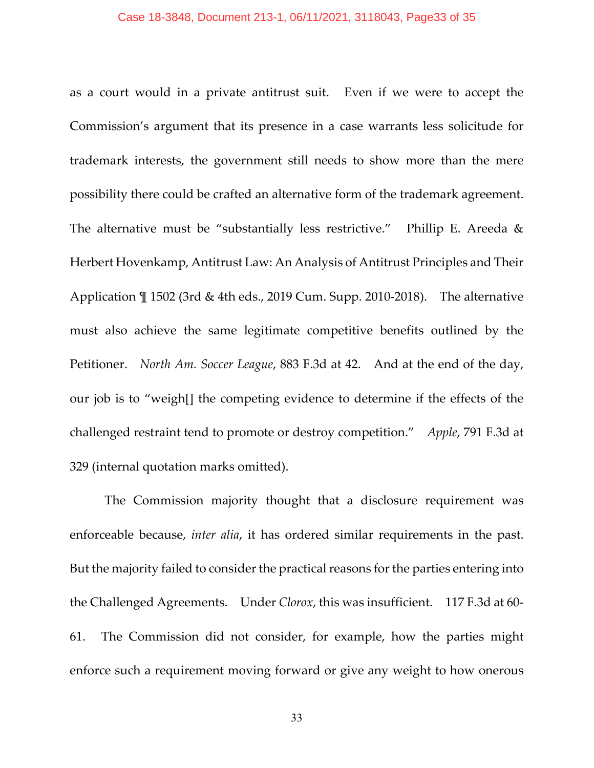as a court would in a private antitrust suit. Even if we were to accept the Commission's argument that its presence in a case warrants less solicitude for trademark interests, the government still needs to show more than the mere possibility there could be crafted an alternative form of the trademark agreement. The alternative must be "substantially less restrictive." Phillip E. Areeda & Herbert Hovenkamp, Antitrust Law: An Analysis of Antitrust Principles and Their Application ¶ 1502 (3rd & 4th eds., 2019 Cum. Supp. 2010-2018). The alternative must also achieve the same legitimate competitive benefits outlined by the Petitioner. *North Am. Soccer League*, 883 F.3d at 42. And at the end of the day, our job is to "weigh[] the competing evidence to determine if the effects of the challenged restraint tend to promote or destroy competition." *Apple*, 791 F.3d at 329 (internal quotation marks omitted).

The Commission majority thought that a disclosure requirement was enforceable because, *inter alia*, it has ordered similar requirements in the past. But the majority failed to consider the practical reasons for the parties entering into the Challenged Agreements. Under *Clorox*, this was insufficient. 117 F.3d at 60-61. The Commission did not consider, for example, how the parties might enforce such a requirement moving forward or give any weight to how onerous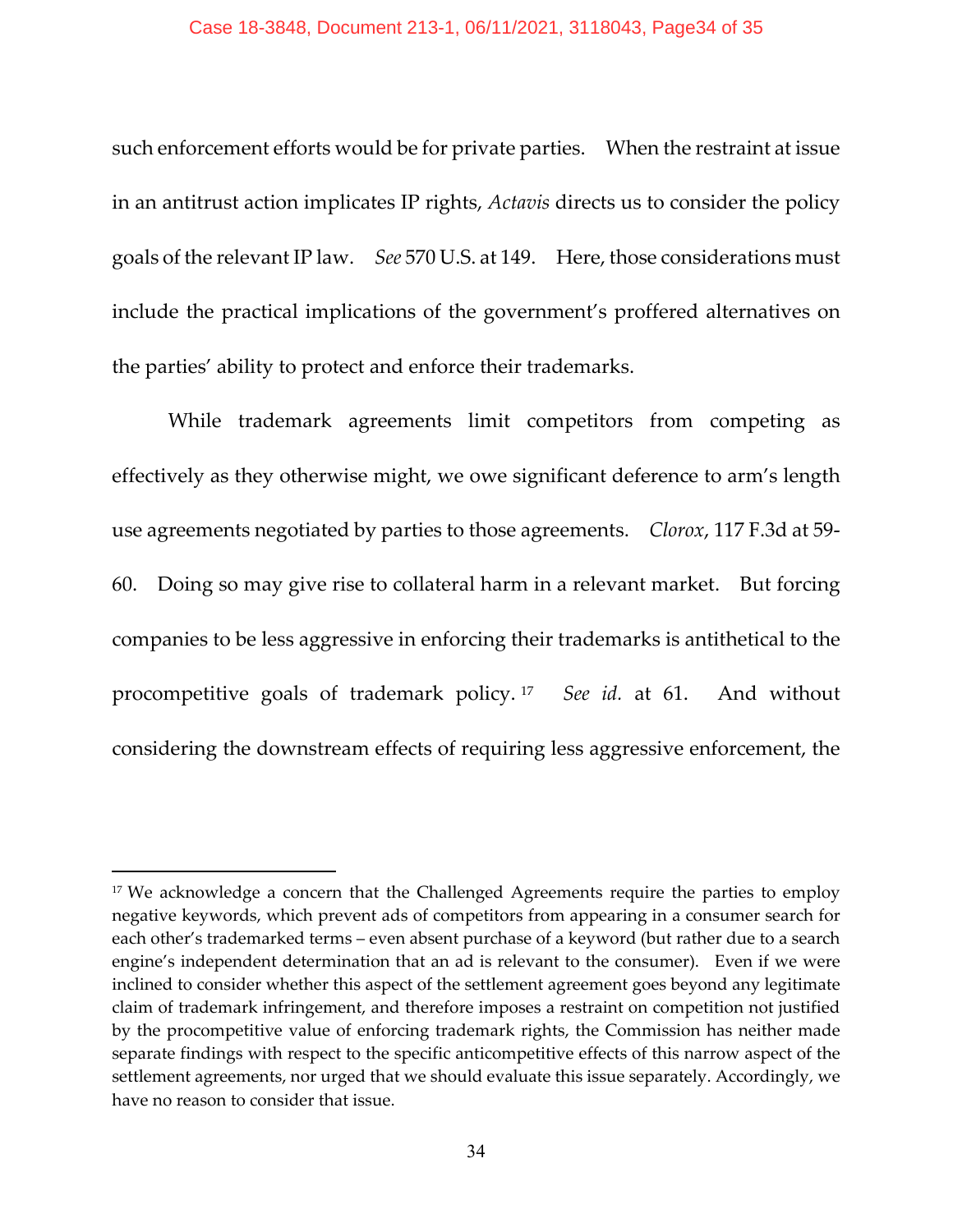such enforcement efforts would be for private parties. When the restraint at issue in an antitrust action implicates IP rights, *Actavis* directs us to consider the policy goals of the relevant IP law. *See* 570 U.S. at 149. Here, those considerations must include the practical implications of the government's proffered alternatives on the parties' ability to protect and enforce their trademarks.

While trademark agreements limit competitors from competing as effectively as they otherwise might, we owe significant deference to arm's length use agreements negotiated by parties to those agreements. *Clorox*, 117 F.3d at 59-60. Doing so may give rise to collateral harm in a relevant market. But forcing companies to be less aggressive in enforcing their trademarks is antithetical to the procompetitive goals of trademark policy.[17] *See id.* at 61. And without considering the downstream effects of requiring less aggressive enforcement, the

---

[17] We acknowledge a concern that the Challenged Agreements require the parties to employ negative keywords, which prevent ads of competitors from appearing in a consumer search for each other's trademarked terms – even absent purchase of a keyword (but rather due to a search engine's independent determination that an ad is relevant to the consumer). Even if we were inclined to consider whether this aspect of the settlement agreement goes beyond any legitimate claim of trademark infringement, and therefore imposes a restraint on competition not justified by the procompetitive value of enforcing trademark rights, the Commission has neither made separate findings with respect to the specific anticompetitive effects of this narrow aspect of the settlement agreements, nor urged that we should evaluate this issue separately. Accordingly, we have no reason to consider that issue.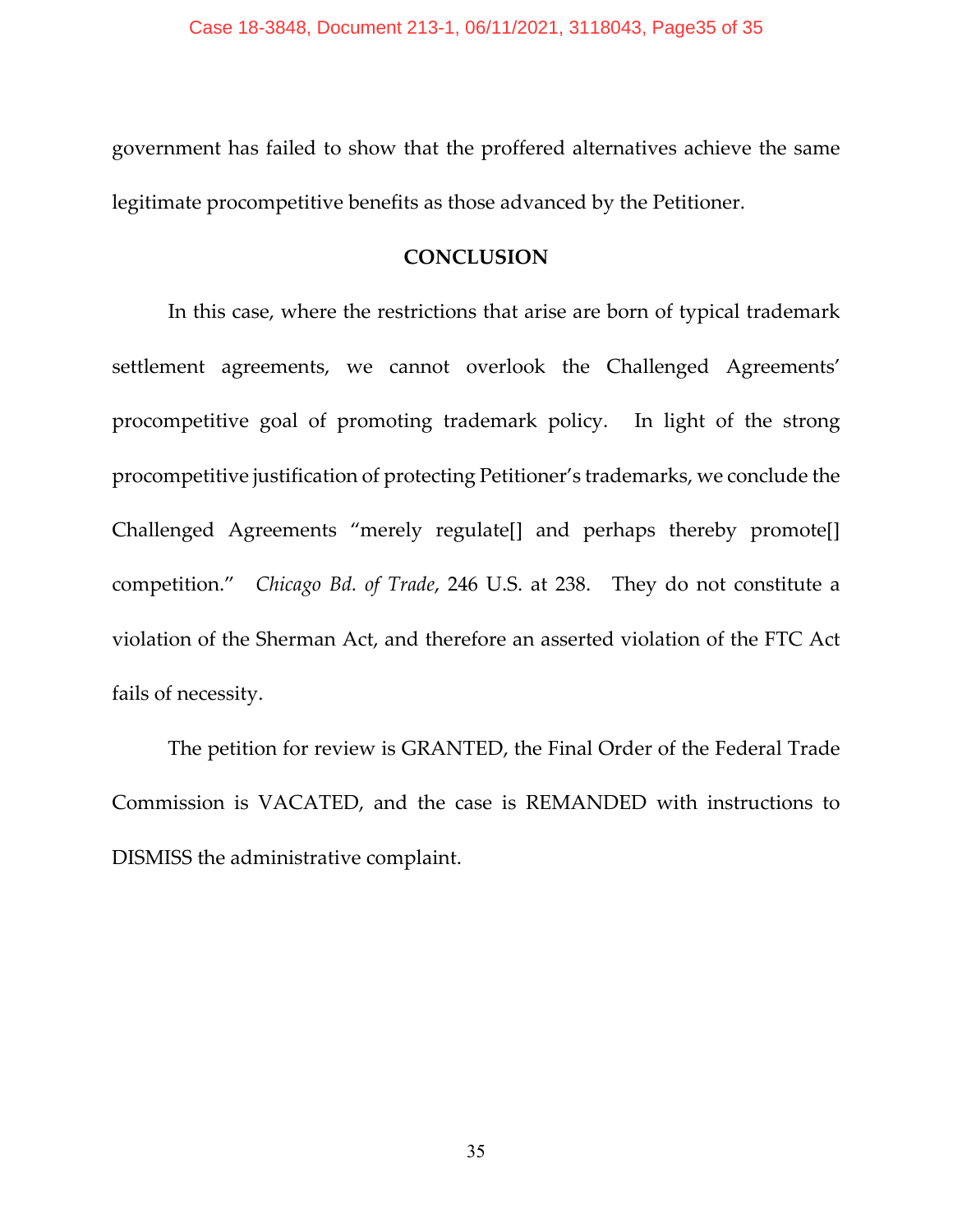government has failed to show that the proffered alternatives achieve the same legitimate procompetitive benefits as those advanced by the Petitioner.

## CONCLUSION

In this case, where the restrictions that arise are born of typical trademark settlement agreements, we cannot overlook the Challenged Agreements' procompetitive goal of promoting trademark policy. In light of the strong procompetitive justification of protecting Petitioner's trademarks, we conclude the Challenged Agreements "merely regulate[] and perhaps thereby promote[] competition." *Chicago Bd. of Trade*, 246 U.S. at 238. They do not constitute a violation of the Sherman Act, and therefore an asserted violation of the FTC Act fails of necessity.

The petition for review is GRANTED, the Final Order of the Federal Trade Commission is VACATED, and the case is REMANDED with instructions to DISMISS the administrative complaint.